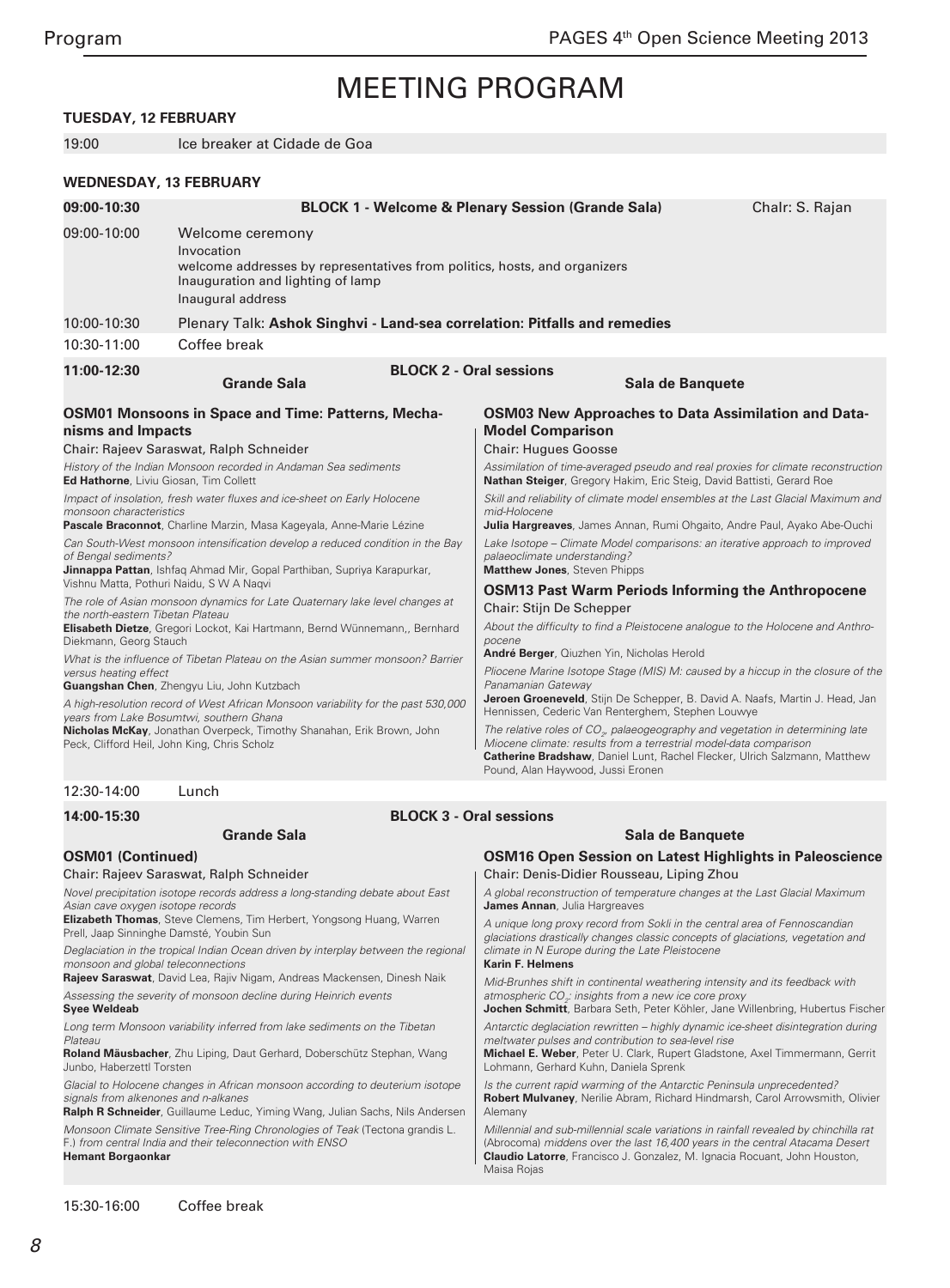# MEETING PROGRAM

## TUESDAY, 12 FEBRUARY

19:00 Ice breaker at Cidade de Goa

## WEDNESDAY, 13 FEBRUARY

### 09:00-10:30 BLOCK 1 - Welcome & Plenary Session (Grande Sala) — Chair: S. Rajan

09:00-10:00 Welcome ceremony
- Invocation
- welcome addresses by representatives from politics, hosts, and organizers
- Inauguration and lighting of lamp
- Inaugural address

10:00-10:30 Plenary Talk: **Ashok Singhvi - Land-sea correlation: Pitfalls and remedies**

10:30-11:00 Coffee break

### 11:00-12:30 BLOCK 2 - Oral sessions

#### Grande Sala

**OSM01 Monsoons in Space and Time: Patterns, Mechanisms and Impacts**

Chair: Rajeev Saraswat, Ralph Schneider

*History of the Indian Monsoon recorded in Andaman Sea sediments*
**Ed Hathorne**, Liviu Giosan, Tim Collett

*Impact of insolation, fresh water fluxes and ice-sheet on Early Holocene monsoon characteristics*
**Pascale Braconnot**, Charline Marzin, Masa Kageyala, Anne-Marie Lézine

*Can South-West monsoon intensification develop a reduced condition in the Bay of Bengal sediments?*
**Jinnappa Pattan**, Ishfaq Ahmad Mir, Gopal Parthiban, Supriya Karapurkar, Vishnu Matta, Pothuri Naidu, S W A Naqvi

*The role of Asian monsoon dynamics for Late Quaternary lake level changes at the north-eastern Tibetan Plateau*
**Elisabeth Dietze**, Gregori Lockot, Kai Hartmann, Bernd Wünnemann,, Bernhard Diekmann, Georg Stauch

*What is the influence of Tibetan Plateau on the Asian summer monsoon? Barrier versus heating effect*
**Guangshan Chen**, Zhengyu Liu, John Kutzbach

*A high-resolution record of West African Monsoon variability for the past 530,000 years from Lake Bosumtwi, southern Ghana*
**Nicholas McKay**, Jonathan Overpeck, Timothy Shanahan, Erik Brown, John Peck, Clifford Heil, John King, Chris Scholz

#### Sala de Banquete

**OSM03 New Approaches to Data Assimilation and Data-Model Comparison**

Chair: Hugues Goosse

*Assimilation of time-averaged pseudo and real proxies for climate reconstruction*
**Nathan Steiger**, Gregory Hakim, Eric Steig, David Battisti, Gerard Roe

*Skill and reliability of climate model ensembles at the Last Glacial Maximum and mid-Holocene*
**Julia Hargreaves**, James Annan, Rumi Ohgaito, Andre Paul, Ayako Abe-Ouchi

*Lake Isotope – Climate Model comparisons: an iterative approach to improved palaeoclimate understanding?*
**Matthew Jones**, Steven Phipps

**OSM13 Past Warm Periods Informing the Anthropocene**

Chair: Stijn De Schepper

*About the difficulty to find a Pleistocene analogue to the Holocene and Anthropocene*
**André Berger**, Qiuzhen Yin, Nicholas Herold

*Pliocene Marine Isotope Stage (MIS) M: caused by a hiccup in the closure of the Panamanian Gateway*
**Jeroen Groeneveld**, Stijn De Schepper, B. David A. Naafs, Martin J. Head, Jan Hennissen, Cederic Van Renterghem, Stephen Louwye

*The relative roles of $CO_2$, palaeogeography and vegetation in determining late Miocene climate: results from a terrestrial model-data comparison*
**Catherine Bradshaw**, Daniel Lunt, Rachel Flecker, Ulrich Salzmann, Matthew Pound, Alan Haywood, Jussi Eronen

12:30-14:00 Lunch

### 14:00-15:30 BLOCK 3 - Oral sessions

#### Grande Sala

**OSM01 (Continued)**

Chair: Rajeev Saraswat, Ralph Schneider

*Novel precipitation isotope records address a long-standing debate about East Asian cave oxygen isotope records*
**Elizabeth Thomas**, Steve Clemens, Tim Herbert, Yongsong Huang, Warren Prell, Jaap Sinninghe Damsté, Youbin Sun

*Deglaciation in the tropical Indian Ocean driven by interplay between the regional monsoon and global teleconnections*
**Rajeev Saraswat**, David Lea, Rajiv Nigam, Andreas Mackensen, Dinesh Naik

*Assessing the severity of monsoon decline during Heinrich events*
**Syee Weldeab**

*Long term Monsoon variability inferred from lake sediments on the Tibetan Plateau*
**Roland Mäusbacher**, Zhu Liping, Daut Gerhard, Doberschütz Stephan, Wang Junbo, Haberzettl Torsten

*Glacial to Holocene changes in African monsoon according to deuterium isotope signals from alkenones and n-alkanes*
**Ralph R Schneider**, Guillaume Leduc, Yiming Wang, Julian Sachs, Nils Andersen

*Monsoon Climate Sensitive Tree-Ring Chronologies of Teak* (Tectona grandis L. F.) *from central India and their teleconnection with ENSO*
**Hemant Borgaonkar**

#### Sala de Banquete

**OSM16 Open Session on Latest Highlights in Paleoscience**

Chair: Denis-Didier Rousseau, Liping Zhou

*A global reconstruction of temperature changes at the Last Glacial Maximum*
**James Annan**, Julia Hargreaves

*A unique long proxy record from Sokli in the central area of Fennoscandian glaciations drastically changes classic concepts of glaciations, vegetation and climate in N Europe during the Late Pleistocene*
**Karin F. Helmens**

*Mid-Brunhes shift in continental weathering intensity and its feedback with atmospheric $CO_2$: insights from a new ice core proxy*
**Jochen Schmitt**, Barbara Seth, Peter Köhler, Jane Willenbring, Hubertus Fischer

*Antarctic deglaciation rewritten – highly dynamic ice-sheet disintegration during meltwater pulses and contribution to sea-level rise*
**Michael E. Weber**, Peter U. Clark, Rupert Gladstone, Axel Timmermann, Gerrit Lohmann, Gerhard Kuhn, Daniela Sprenk

*Is the current rapid warming of the Antarctic Peninsula unprecedented?*
**Robert Mulvaney**, Nerilie Abram, Richard Hindmarsh, Carol Arrowsmith, Olivier Alemany

*Millennial and sub-millennial scale variations in rainfall revealed by chinchilla rat* (Abrocoma) *middens over the last 16,400 years in the central Atacama Desert*
**Claudio Latorre**, Francisco J. Gonzalez, M. Ignacia Rocuant, John Houston, Maisa Rojas

15:30-16:00 Coffee break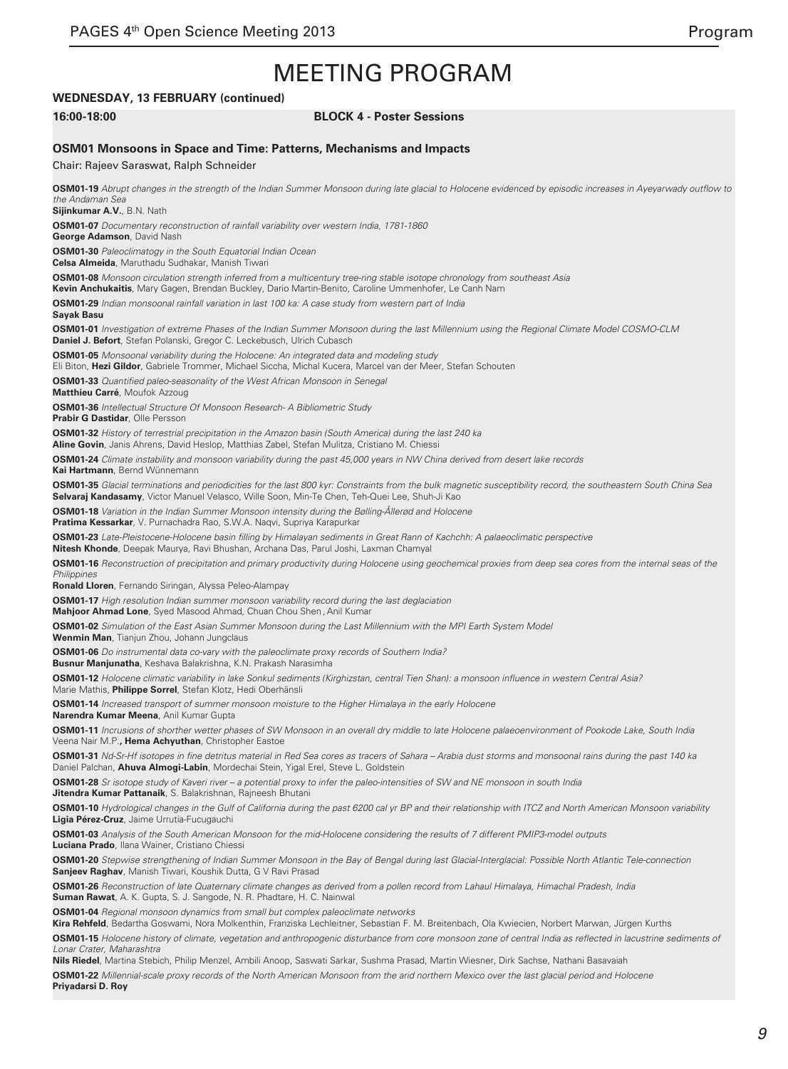# MEETING PROGRAM

**WEDNESDAY, 13 FEBRUARY (continued)**

**16:00-18:00** **BLOCK 4 - Poster Sessions**

### OSM01 Monsoons in Space and Time: Patterns, Mechanisms and Impacts

Chair: Rajeev Saraswat, Ralph Schneider

**OSM01-19** *Abrupt changes in the strength of the Indian Summer Monsoon during late glacial to Holocene evidenced by episodic increases in Ayeyarwady outflow to the Andaman Sea*
**Sijinkumar A.V.**, B.N. Nath

**OSM01-07** *Documentary reconstruction of rainfall variability over western India, 1781-1860*
**George Adamson**, David Nash

**OSM01-30** *Paleoclimatogy in the South Equatorial Indian Ocean*
**Celsa Almeida**, Maruthadu Sudhakar, Manish Tiwari

**OSM01-08** *Monsoon circulation strength inferred from a multicentury tree-ring stable isotope chronology from southeast Asia*
**Kevin Anchukaitis**, Mary Gagen, Brendan Buckley, Dario Martin-Benito, Caroline Ummenhofer, Le Canh Nam

**OSM01-29** *Indian monsoonal rainfall variation in last 100 ka: A case study from western part of India*
**Sayak Basu**

**OSM01-01** *Investigation of extreme Phases of the Indian Summer Monsoon during the last Millennium using the Regional Climate Model COSMO-CLM*
**Daniel J. Befort**, Stefan Polanski, Gregor C. Leckebusch, Ulrich Cubasch

**OSM01-05** *Monsoonal variability during the Holocene: An integrated data and modeling study*
Eli Biton, **Hezi Gildor**, Gabriele Trommer, Michael Siccha, Michal Kucera, Marcel van der Meer, Stefan Schouten

**OSM01-33** *Quantified paleo-seasonality of the West African Monsoon in Senegal*
**Matthieu Carré**, Moufok Azzoug

**OSM01-36** *Intellectual Structure Of Monsoon Research- A Bibliometric Study*
**Prabir G Dastidar**, Olle Persson

**OSM01-32** *History of terrestrial precipitation in the Amazon basin (South America) during the last 240 ka*
**Aline Govin**, Janis Ahrens, David Heslop, Matthias Zabel, Stefan Mulitza, Cristiano M. Chiessi

**OSM01-24** *Climate instability and monsoon variability during the past 45,000 years in NW China derived from desert lake records*
**Kai Hartmann**, Bernd Wünnemann

**OSM01-35** *Glacial terminations and periodicities for the last 800 kyr: Constraints from the bulk magnetic susceptibility record, the southeastern South China Sea*
**Selvaraj Kandasamy**, Victor Manuel Velasco, Wille Soon, Min-Te Chen, Teh-Quei Lee, Shuh-Ji Kao

**OSM01-18** *Variation in the Indian Summer Monsoon intensity during the Bølling-Ållerød and Holocene*
**Pratima Kessarkar**, V. Purnachadra Rao, S.W.A. Naqvi, Supriya Karapurkar

**OSM01-23** *Late-Pleistocene-Holocene basin filling by Himalayan sediments in Great Rann of Kachchh: A palaeoclimatic perspective*
**Nitesh Khonde**, Deepak Maurya, Ravi Bhushan, Archana Das, Parul Joshi, Laxman Chamyal

**OSM01-16** *Reconstruction of precipitation and primary productivity during Holocene using geochemical proxies from deep sea cores from the internal seas of the Philippines*
**Ronald Lloren**, Fernando Siringan, Alyssa Peleo-Alampay

**OSM01-17** *High resolution Indian summer monsoon variability record during the last deglaciation*
**Mahjoor Ahmad Lone**, Syed Masood Ahmad, Chuan Chou Shen, Anil Kumar

**OSM01-02** *Simulation of the East Asian Summer Monsoon during the Last Millennium with the MPI Earth System Model*
**Wenmin Man**, Tianjun Zhou, Johann Jungclaus

**OSM01-06** *Do instrumental data co-vary with the paleoclimate proxy records of Southern India?*
**Busnur Manjunatha**, Keshava Balakrishna, K.N. Prakash Narasimha

**OSM01-12** *Holocene climatic variability in lake Sonkul sediments (Kirghizstan, central Tien Shan): a monsoon influence in western Central Asia?*
Marie Mathis, **Philippe Sorrel**, Stefan Klotz, Hedi Oberhänsli

**OSM01-14** *Increased transport of summer monsoon moisture to the Higher Himalaya in the early Holocene*
**Narendra Kumar Meena**, Anil Kumar Gupta

**OSM01-11** *Incrusions of shorther wetter phases of SW Monsoon in an overall dry middle to late Holocene palaeoenvironment of Pookode Lake, South India*
Veena Nair M.P., **Hema Achyuthan**, Christopher Eastoe

**OSM01-31** *Nd-Sr-Hf isotopes in fine detritus material in Red Sea cores as tracers of Sahara – Arabia dust storms and monsoonal rains during the past 140 ka*
Daniel Palchan, **Ahuva Almogi-Labin**, Mordechai Stein, Yigal Erel, Steve L. Goldstein

**OSM01-28** *Sr isotope study of Kaveri river – a potential proxy to infer the paleo-intensities of SW and NE monsoon in south India*
**Jitendra Kumar Pattanaik**, S. Balakrishnan, Rajneesh Bhutani

**OSM01-10** *Hydrological changes in the Gulf of California during the past 6200 cal yr BP and their relationship with ITCZ and North American Monsoon variability*
**Ligia Pérez-Cruz**, Jaime Urrutia-Fucugauchi

**OSM01-03** *Analysis of the South American Monsoon for the mid-Holocene considering the results of 7 different PMIP3-model outputs*
**Luciana Prado**, Ilana Wainer, Cristiano Chiessi

**OSM01-20** *Stepwise strengthening of Indian Summer Monsoon in the Bay of Bengal during last Glacial-Interglacial: Possible North Atlantic Tele-connection*
**Sanjeev Raghav**, Manish Tiwari, Koushik Dutta, G V Ravi Prasad

**OSM01-26** *Reconstruction of late Quaternary climate changes as derived from a pollen record from Lahaul Himalaya, Himachal Pradesh, India*
**Suman Rawat**, A. K. Gupta, S. J. Sangode, N. R. Phadtare, H. C. Nainwal

**OSM01-04** *Regional monsoon dynamics from small but complex paleoclimate networks*
**Kira Rehfeld**, Bedartha Goswami, Nora Molkenthin, Franziska Lechleitner, Sebastian F. M. Breitenbach, Ola Kwiecien, Norbert Marwan, Jürgen Kurths

**OSM01-15** *Holocene history of climate, vegetation and anthropogenic disturbance from core monsoon zone of central India as reflected in lacustrine sediments of Lonar Crater, Maharashtra*
**Nils Riedel**, Martina Stebich, Philip Menzel, Ambili Anoop, Saswati Sarkar, Sushma Prasad, Martin Wiesner, Dirk Sachse, Nathani Basavaiah

**OSM01-22** *Millennial-scale proxy records of the North American Monsoon from the arid northern Mexico over the last glacial period and Holocene*
**Priyadarsi D. Roy**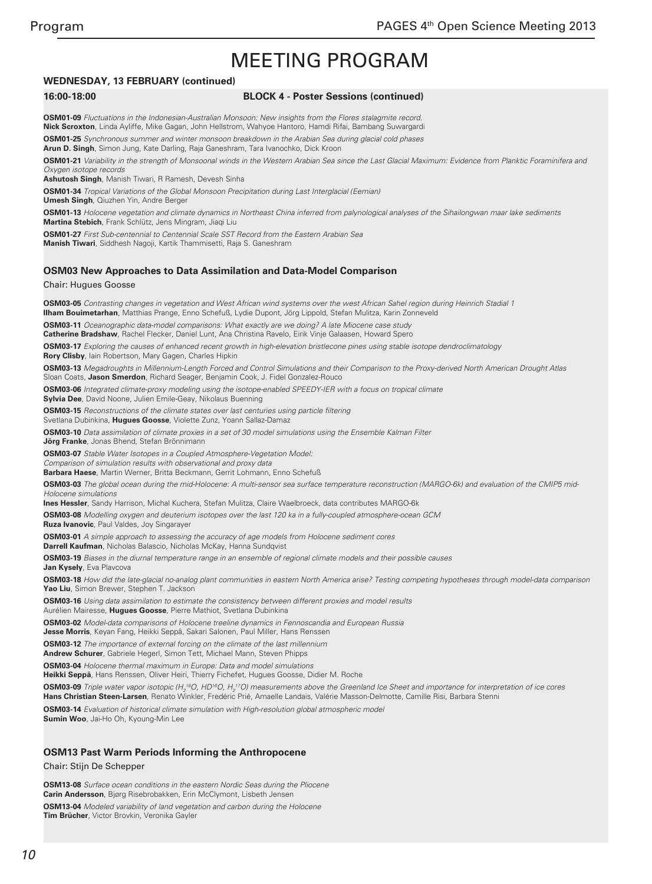// MEETING PROGRAM

**WEDNESDAY, 13 FEBRUARY (continued)**

**16:00-18:00 BLOCK 4 - Poster Sessions (continued)**

**OSM01-09** *Fluctuations in the Indonesian-Australian Monsoon: New insights from the Flores stalagmite record.*
**Nick Scroxton**, Linda Ayliffe, Mike Gagan, John Hellstrom, Wahyoe Hantoro, Hamdi Rifai, Bambang Suwargardi

**OSM01-25** *Synchronous summer and winter monsoon breakdown in the Arabian Sea during glacial cold phases*
**Arun D. Singh**, Simon Jung, Kate Darling, Raja Ganeshram, Tara Ivanochko, Dick Kroon

**OSM01-21** *Variability in the strength of Monsoonal winds in the Western Arabian Sea since the Last Glacial Maximum: Evidence from Planktic Foraminifera and Oxygen isotope records*
**Ashutosh Singh**, Manish Tiwari, R Ramesh, Devesh Sinha

**OSM01-34** *Tropical Variations of the Global Monsoon Precipitation during Last Interglacial (Eemian)*
**Umesh Singh**, Qiuzhen Yin, Andre Berger

**OSM01-13** *Holocene vegetation and climate dynamics in Northeast China inferred from palynological analyses of the Sihailongwan maar lake sediments*
**Martina Stebich**, Frank Schlütz, Jens Mingram, Jiaqi Liu

**OSM01-27** *First Sub-centennial to Centennial Scale SST Record from the Eastern Arabian Sea*
**Manish Tiwari**, Siddhesh Nagoji, Kartik Thammisetti, Raja S. Ganeshram

### OSM03 New Approaches to Data Assimilation and Data-Model Comparison

Chair: Hugues Goosse

**OSM03-05** *Contrasting changes in vegetation and West African wind systems over the west African Sahel region during Heinrich Stadial 1*
**Ilham Bouimetarhan**, Matthias Prange, Enno Schefuß, Lydie Dupont, Jörg Lippold, Stefan Mulitza, Karin Zonneveld

**OSM03-11** *Oceanographic data-model comparisons: What exactly are we doing? A late Miocene case study*
**Catherine Bradshaw**, Rachel Flecker, Daniel Lunt, Ana Christina Ravelo, Eirik Vinje Galaasen, Howard Spero

**OSM03-17** *Exploring the causes of enhanced recent growth in high-elevation bristlecone pines using stable isotope dendroclimatology*
**Rory Clisby**, Iain Robertson, Mary Gagen, Charles Hipkin

**OSM03-13** *Megadroughts in Millennium-Length Forced and Control Simulations and their Comparison to the Proxy-derived North American Drought Atlas*
Sloan Coats, **Jason Smerdon**, Richard Seager, Benjamin Cook, J. Fidel Gonzalez-Rouco

**OSM03-06** *Integrated climate-proxy modeling using the isotope-enabled SPEEDY-IER with a focus on tropical climate*
**Sylvia Dee**, David Noone, Julien Emile-Geay, Nikolaus Buenning

**OSM03-15** *Reconstructions of the climate states over last centuries using particle filtering*
Svetlana Dubinkina, **Hugues Goosse**, Violette Zunz, Yoann Sallaz-Damaz

**OSM03-10** *Data assimilation of climate proxies in a set of 30 model simulations using the Ensemble Kalman Filter*
**Jörg Franke**, Jonas Bhend, Stefan Brönnimann

**OSM03-07** *Stable Water Isotopes in a Coupled Atmosphere-Vegetation Model: Comparison of simulation results with observational and proxy data*
**Barbara Haese**, Martin Werner, Britta Beckmann, Gerrit Lohmann, Enno Schefuß

**OSM03-03** *The global ocean during the mid-Holocene: A multi-sensor sea surface temperature reconstruction (MARGO-6k) and evaluation of the CMIP5 mid-Holocene simulations*
**Ines Hessler**, Sandy Harrison, Michal Kuchera, Stefan Mulitza, Claire Waelbroeck, data contributes MARGO-6k

**OSM03-08** *Modelling oxygen and deuterium isotopes over the last 120 ka in a fully-coupled atmosphere-ocean GCM*
**Ruza Ivanovic**, Paul Valdes, Joy Singarayer

**OSM03-01** *A simple approach to assessing the accuracy of age models from Holocene sediment cores*
**Darrell Kaufman**, Nicholas Balascio, Nicholas McKay, Hanna Sundqvist

**OSM03-19** *Biases in the diurnal temperature range in an ensemble of regional climate models and their possible causes*
**Jan Kysely**, Eva Plavcova

**OSM03-18** *How did the late-glacial no-analog plant communities in eastern North America arise? Testing competing hypotheses through model-data comparison*
**Yao Liu**, Simon Brewer, Stephen T. Jackson

**OSM03-16** *Using data assimilation to estimate the consistency between different proxies and model results*
Aurélien Mairesse, **Hugues Goosse**, Pierre Mathiot, Svetlana Dubinkina

**OSM03-02** *Model-data comparisons of Holocene treeline dynamics in Fennoscandia and European Russia*
**Jesse Morris**, Keyan Fang, Heikki Seppä, Sakari Salonen, Paul Miller, Hans Renssen

**OSM03-12** *The importance of external forcing on the climate of the last millennium*
**Andrew Schurer**, Gabriele Hegerl, Simon Tett, Michael Mann, Steven Phipps

**OSM03-04** *Holocene thermal maximum in Europe: Data and model simulations*
**Heikki Seppä**, Hans Renssen, Oliver Heiri, Thierry Fichefet, Hugues Goosse, Didier M. Roche

**OSM03-09** *Triple water vapor isotopic ($H_2^{18}O$, $HD^{16}O$, $H_2^{17}O$) measurements above the Greenland Ice Sheet and importance for interpretation of ice cores*
**Hans Christian Steen-Larsen**, Renato Winkler, Fredéric Prié, Amaelle Landais, Valérie Masson-Delmotte, Camille Risi, Barbara Stenni

**OSM03-14** *Evaluation of historical climate simulation with High-resolution global atmospheric model*
**Sumin Woo**, Jai-Ho Oh, Kyoung-Min Lee

### OSM13 Past Warm Periods Informing the Anthropocene

Chair: Stijn De Schepper

**OSM13-08** *Surface ocean conditions in the eastern Nordic Seas during the Pliocene*
**Carin Andersson**, Bjørg Risebrobakken, Erin McClymont, Lisbeth Jensen

**OSM13-04** *Modeled variability of land vegetation and carbon during the Holocene*
**Tim Brücher**, Victor Brovkin, Veronika Gayler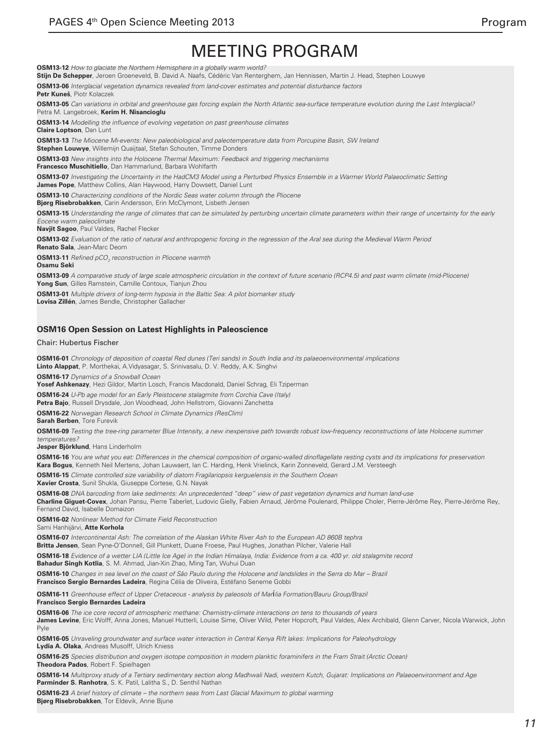# MEETING PROGRAM

**OSM13-12** *How to glaciate the Northern Hemisphere in a globally warm world?*
**Stijn De Schepper**, Jeroen Groeneveld, B. David A. Naafs, Cédéric Van Renterghem, Jan Hennissen, Martin J. Head, Stephen Louwye

**OSM13-06** *Interglacial vegetation dynamics revealed from land-cover estimates and potential disturbance factors*
**Petr Kuneš**, Piotr Kolaczek

**OSM13-05** *Can variations in orbital and greenhouse gas forcing explain the North Atlantic sea-surface temperature evolution during the Last Interglacial?*
Petra M. Langebroek, **Kerim H. Nisancioglu**

**OSM13-14** *Modelling the influence of evolving vegetation on past greenhouse climates*
**Claire Loptson**, Dan Lunt

**OSM13-13** *The Miocene Mi-events: New paleobiological and paleotemperature data from Porcupine Basin, SW Ireland*
**Stephen Louwye**, Willemijn Quaijtaal, Stefan Schouten, Timme Donders

**OSM13-03** *New insights into the Holocene Thermal Maximum: Feedback and triggering mechanisms*
**Francesco Muschitiello**, Dan Hammarlund, Barbara Wohlfarth

**OSM13-07** *Investigating the Uncertainty in the HadCM3 Model using a Perturbed Physics Ensemble in a Warmer World Palaeoclimatic Setting*
**James Pope**, Matthew Collins, Alan Haywood, Harry Dowsett, Daniel Lunt

**OSM13-10** *Characterizing conditions of the Nordic Seas water column through the Pliocene*
**Bjørg Risebrobakken**, Carin Andersson, Erin McClymont, Lisbeth Jensen

**OSM13-15** *Understanding the range of climates that can be simulated by perturbing uncertain climate parameters within their range of uncertainty for the early Eocene warm paleoclimate*
**Navjit Sagoo**, Paul Valdes, Rachel Flecker

**OSM13-02** *Evaluation of the ratio of natural and anthropogenic forcing in the regression of the Aral sea during the Medieval Warm Period*
**Renato Sala**, Jean-Marc Deom

**OSM13-11** *Refined $pCO_2$ reconstruction in Pliocene warmth*
**Osamu Seki**

**OSM13-09** *A comparative study of large scale atmospheric circulation in the context of future scenario (RCP4.5) and past warm climate (mid-Pliocene)*
**Yong Sun**, Gilles Ramstein, Camille Contoux, Tianjun Zhou

**OSM13-01** *Multiple drivers of long-term hypoxia in the Baltic Sea: A pilot biomarker study*
**Lovisa Zillén**, James Bendle, Christopher Gallacher

## OSM16 Open Session on Latest Highlights in Paleoscience

Chair: Hubertus Fischer

**OSM16-01** *Chronology of deposition of coastal Red dunes (Teri sands) in South India and its palaeoenvironmental implications*
**Linto Alappat**, P. Morthekai, A.Vidyasagar, S. Srinivasalu, D. V. Reddy, A.K. Singhvi

**OSM16-17** *Dynamics of a Snowball Ocean*
**Yosef Ashkenazy**, Hezi Gildor, Martin Losch, Francis Macdonald, Daniel Schrag, Eli Tziperman

**OSM16-24** *U-Pb age model for an Early Pleistocene stalagmite from Corchia Cave (Italy)*
**Petra Bajo**, Russell Drysdale, Jon Woodhead, John Hellstrom, Giovanni Zanchetta

**OSM16-22** *Norwegian Research School in Climate Dynamics (ResClim)*
**Sarah Berben**, Tore Furevik

**OSM16-09** *Testing the tree-ring parameter Blue Intensity, a new inexpensive path towards robust low-frequency reconstructions of late Holocene summer temperatures?*
**Jesper Björklund**, Hans Linderholm

**OSM16-16** *You are what you eat: Differences in the chemical composition of organic-walled dinoflagellate resting cysts and its implications for preservation*
**Kara Bogus**, Kenneth Neil Mertens, Johan Lauwaert, Ian C. Harding, Henk Vrielinck, Karin Zonneveld, Gerard J.M. Versteegh

**OSM16-15** *Climate controlled size variability of diatom Fragilariopsis kerguelensis in the Southern Ocean*
**Xavier Crosta**, Sunil Shukla, Giuseppe Cortese, G.N. Nayak

**OSM16-08** *DNA barcoding from lake sediments: An unprecedented "deep" view of past vegetation dynamics and human land-use*
**Charline Giguet-Covex**, Johan Pansu, Pierre Taberlet, Ludovic Gielly, Fabien Arnaud, Jérôme Poulenard, Philippe Choler, Pierre-Jérôme Rey, Pierre-Jérôme Rey, Fernand David, Isabelle Domaizon

**OSM16-02** *Nonlinear Method for Climate Field Reconstruction*
Sami Hanhijärvi, **Atte Korhola**

**OSM16-07** *Intercontinental Ash: The correlation of the Alaskan White River Ash to the European AD 860B tephra*
**Britta Jensen**, Sean Pyne-O'Donnell, Gill Plunkett, Duane Froese, Paul Hughes, Jonathan Pilcher, Valerie Hall

**OSM16-18** *Evidence of a wetter LIA (Little Ice Age) in the Indian Himalaya, India: Evidence from a ca. 400 yr. old stalagmite record*
**Bahadur Singh Kotlia**, S. M. Ahmad, Jian-Xin Zhao, Ming Tan, Wuhui Duan

**OSM16-10** *Changes in sea level on the coast of São Paulo during the Holocene and landslides in the Serra do Mar – Brazil*
**Francisco Sergio Bernardes Ladeira**, Regina Célia de Oliveira, Estéfano Seneme Gobbi

**OSM16-11** *Greenhouse effect of Upper Cretaceous - analysis by paleosols of Marília Formation/Bauru Group/Brazil*
**Francisco Sergio Bernardes Ladeira**

**OSM16-06** *The ice core record of atmospheric methane: Chemistry-climate interactions on tens to thousands of years*
**James Levine**, Eric Wolff, Anna Jones, Manuel Hutterli, Louise Sime, Oliver Wild, Peter Hopcroft, Paul Valdes, Alex Archibald, Glenn Carver, Nicola Warwick, John Pyle

**OSM16-05** *Unraveling groundwater and surface water interaction in Central Kenya Rift lakes: Implications for Paleohydrology*
**Lydia A. Olaka**, Andreas Musolff, Ulrich Kniess

**OSM16-25** *Species distribution and oxygen isotope composition in modern planktic foraminifers in the Fram Strait (Arctic Ocean)*
**Theodora Pados**, Robert F. Spielhagen

**OSM16-14** *Multiproxy study of a Tertiary sedimentary section along Madhwali Nadi, western Kutch, Gujarat: Implications on Palaeoenvironment and Age*
**Parminder S. Ranhotra**, S. K. Patil, Lalitha S., D. Senthil Nathan

**OSM16-23** *A brief history of climate – the northern seas from Last Glacial Maximum to global warming*
**Bjørg Risebrobakken**, Tor Eldevik, Anne Bjune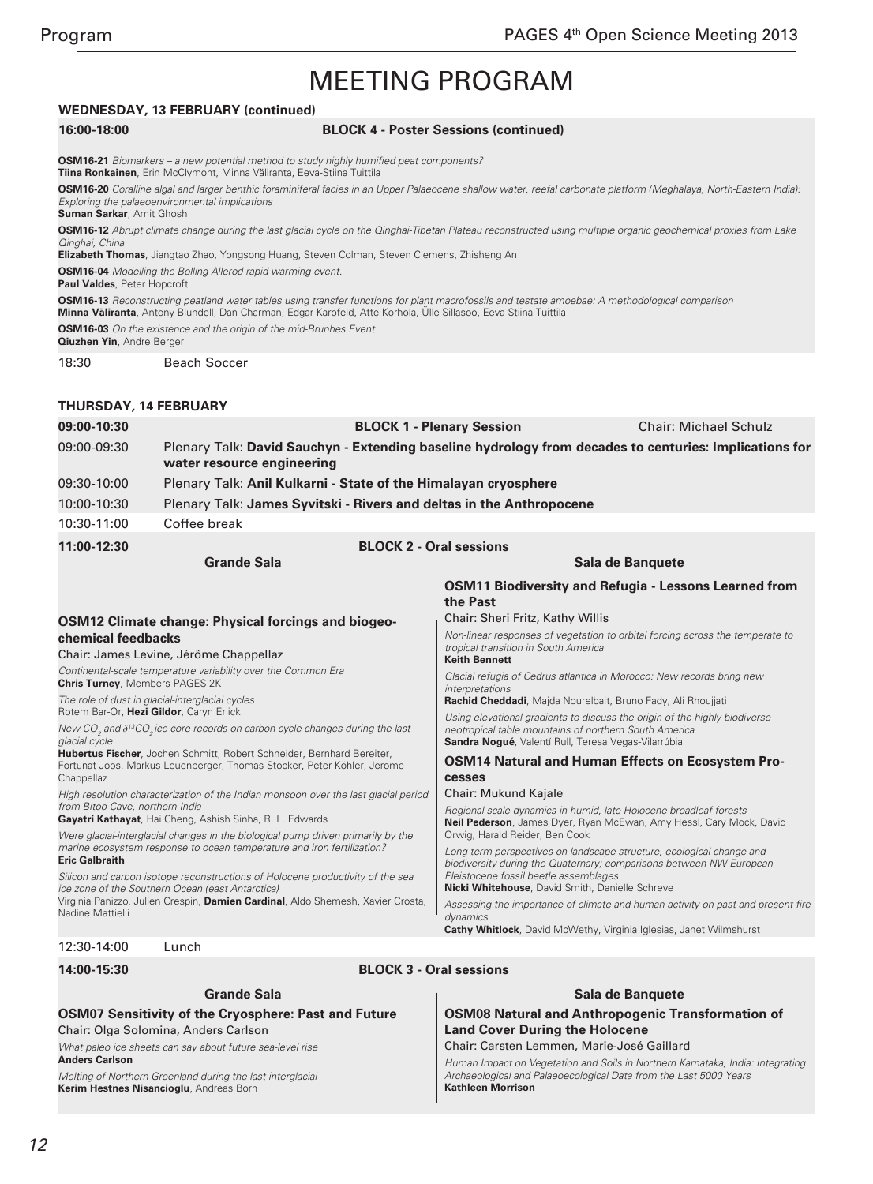# MEETING PROGRAM

## WEDNESDAY, 13 FEBRUARY (continued)

### 16:00-18:00 BLOCK 4 - Poster Sessions (continued)

**OSM16-21** *Biomarkers – a new potential method to study highly humified peat components?*
**Tiina Ronkainen**, Erin McClymont, Minna Väliranta, Eeva-Stiina Tuittila

**OSM16-20** *Coralline algal and larger benthic foraminiferal facies in an Upper Palaeocene shallow water, reefal carbonate platform (Meghalaya, North-Eastern India): Exploring the palaeoenvironmental implications*
**Suman Sarkar**, Amit Ghosh

**OSM16-12** *Abrupt climate change during the last glacial cycle on the Qinghai-Tibetan Plateau reconstructed using multiple organic geochemical proxies from Lake Qinghai, China*
**Elizabeth Thomas**, Jiangtao Zhao, Yongsong Huang, Steven Colman, Steven Clemens, Zhisheng An

**OSM16-04** *Modelling the Bolling-Allerod rapid warming event.*
**Paul Valdes**, Peter Hopcroft

**OSM16-13** *Reconstructing peatland water tables using transfer functions for plant macrofossils and testate amoebae: A methodological comparison*
**Minna Väliranta**, Antony Blundell, Dan Charman, Edgar Karofeld, Atte Korhola, Ülle Sillasoo, Eeva-Stiina Tuittila

**OSM16-03** *On the existence and the origin of the mid-Brunhes Event*
**Qiuzhen Yin**, Andre Berger

18:30 Beach Soccer

## THURSDAY, 14 FEBRUARY

### 09:00-10:30 BLOCK 1 - Plenary Session — Chair: Michael Schulz

| Time | Session |
| --- | --- |
| 09:00-09:30 | Plenary Talk: **David Sauchyn - Extending baseline hydrology from decades to centuries: Implications for water resource engineering** |
| 09:30-10:00 | Plenary Talk: **Anil Kulkarni - State of the Himalayan cryosphere** |
| 10:00-10:30 | Plenary Talk: **James Syvitski - Rivers and deltas in the Anthropocene** |
| 10:30-11:00 | Coffee break |

### 11:00-12:30 BLOCK 2 - Oral sessions

#### Grande Sala

**OSM12 Climate change: Physical forcings and biogeochemical feedbacks**
Chair: James Levine, Jérôme Chappellaz

*Continental-scale temperature variability over the Common Era*
**Chris Turney**, Members PAGES 2K

*The role of dust in glacial-interglacial cycles*
Rotem Bar-Or, **Hezi Gildor**, Caryn Erlick

*New $CO_2$ and $\delta^{13}CO_2$ ice core records on carbon cycle changes during the last glacial cycle*
**Hubertus Fischer**, Jochen Schmitt, Robert Schneider, Bernhard Bereiter, Fortunat Joos, Markus Leuenberger, Thomas Stocker, Peter Köhler, Jerome Chappellaz

*High resolution characterization of the Indian monsoon over the last glacial period from Bitoo Cave, northern India*
**Gayatri Kathayat**, Hai Cheng, Ashish Sinha, R. L. Edwards

*Were glacial-interglacial changes in the biological pump driven primarily by the marine ecosystem response to ocean temperature and iron fertilization?*
**Eric Galbraith**

*Silicon and carbon isotope reconstructions of Holocene productivity of the sea ice zone of the Southern Ocean (east Antarctica)*
Virginia Panizzo, Julien Crespin, **Damien Cardinal**, Aldo Shemesh, Xavier Crosta, Nadine Mattielli

#### Sala de Banquete

**OSM11 Biodiversity and Refugia - Lessons Learned from the Past**
Chair: Sheri Fritz, Kathy Willis

*Non-linear responses of vegetation to orbital forcing across the temperate to tropical transition in South America*
**Keith Bennett**

*Glacial refugia of Cedrus atlantica in Morocco: New records bring new interpretations*
**Rachid Cheddadi**, Majda Nourelbait, Bruno Fady, Ali Rhoujjati

*Using elevational gradients to discuss the origin of the highly biodiverse neotropical table mountains of northern South America*
**Sandra Nogué**, Valentí Rull, Teresa Vegas-Vilarrúbia

**OSM14 Natural and Human Effects on Ecosystem Processes**
Chair: Mukund Kajale

*Regional-scale dynamics in humid, late Holocene broadleaf forests*
**Neil Pederson**, James Dyer, Ryan McEwan, Amy Hessl, Cary Mock, David Orwig, Harald Reider, Ben Cook

*Long-term perspectives on landscape structure, ecological change and biodiversity during the Quaternary; comparisons between NW European Pleistocene fossil beetle assemblages*
**Nicki Whitehouse**, David Smith, Danielle Schreve

*Assessing the importance of climate and human activity on past and present fire dynamics*
**Cathy Whitlock**, David McWethy, Virginia Iglesias, Janet Wilmshurst

12:30-14:00 Lunch

### 14:00-15:30 BLOCK 3 - Oral sessions

#### Grande Sala

**OSM07 Sensitivity of the Cryosphere: Past and Future**
Chair: Olga Solomina, Anders Carlson

*What paleo ice sheets can say about future sea-level rise*
**Anders Carlson**

*Melting of Northern Greenland during the last interglacial*
**Kerim Hestnes Nisancioglu**, Andreas Born

#### Sala de Banquete

**OSM08 Natural and Anthropogenic Transformation of Land Cover During the Holocene**
Chair: Carsten Lemmen, Marie-José Gaillard

*Human Impact on Vegetation and Soils in Northern Karnataka, India: Integrating Archaeological and Palaeoecological Data from the Last 5000 Years*
**Kathleen Morrison**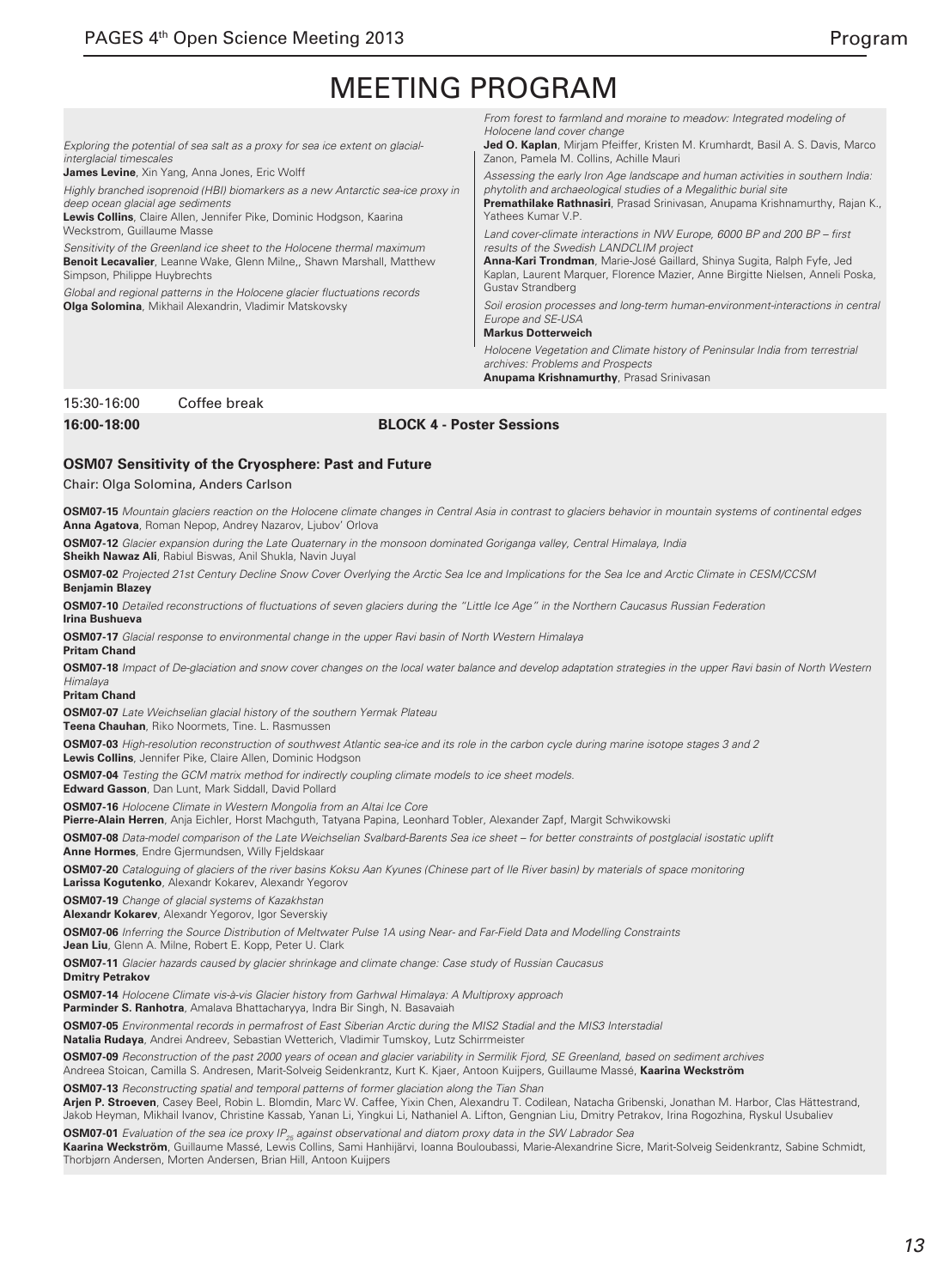// Meeting Program

# MEETING PROGRAM

*Exploring the potential of sea salt as a proxy for sea ice extent on glacial-interglacial timescales*
**James Levine**, Xin Yang, Anna Jones, Eric Wolff

*Highly branched isoprenoid (HBI) biomarkers as a new Antarctic sea-ice proxy in deep ocean glacial age sediments*
**Lewis Collins**, Claire Allen, Jennifer Pike, Dominic Hodgson, Kaarina Weckstrom, Guillaume Masse

*Sensitivity of the Greenland ice sheet to the Holocene thermal maximum*
**Benoit Lecavalier**, Leanne Wake, Glenn Milne,, Shawn Marshall, Matthew Simpson, Philippe Huybrechts

*Global and regional patterns in the Holocene glacier fluctuations records*
**Olga Solomina**, Mikhail Alexandrin, Vladimir Matskovsky

*From forest to farmland and moraine to meadow: Integrated modeling of Holocene land cover change*
**Jed O. Kaplan**, Mirjam Pfeiffer, Kristen M. Krumhardt, Basil A. S. Davis, Marco Zanon, Pamela M. Collins, Achille Mauri

*Assessing the early Iron Age landscape and human activities in southern India: phytolith and archaeological studies of a Megalithic burial site*
**Premathilake Rathnasiri**, Prasad Srinivasan, Anupama Krishnamurthy, Rajan K., Yathees Kumar V.P.

*Land cover-climate interactions in NW Europe, 6000 BP and 200 BP – first results of the Swedish LANDCLIM project*
**Anna-Kari Trondman**, Marie-José Gaillard, Shinya Sugita, Ralph Fyfe, Jed Kaplan, Laurent Marquer, Florence Mazier, Anne Birgitte Nielsen, Anneli Poska, Gustav Strandberg

*Soil erosion processes and long-term human-environment-interactions in central Europe and SE-USA*
**Markus Dotterweich**

*Holocene Vegetation and Climate history of Peninsular India from terrestrial archives: Problems and Prospects*
**Anupama Krishnamurthy**, Prasad Srinivasan

15:30-16:00 Coffee break

**16:00-18:00 BLOCK 4 - Poster Sessions**

### OSM07 Sensitivity of the Cryosphere: Past and Future

Chair: Olga Solomina, Anders Carlson

**OSM07-15** *Mountain glaciers reaction on the Holocene climate changes in Central Asia in contrast to glaciers behavior in mountain systems of continental edges*
**Anna Agatova**, Roman Nepop, Andrey Nazarov, Ljubov' Orlova

**OSM07-12** *Glacier expansion during the Late Quaternary in the monsoon dominated Goriganga valley, Central Himalaya, India*
**Sheikh Nawaz Ali**, Rabiul Biswas, Anil Shukla, Navin Juyal

**OSM07-02** *Projected 21st Century Decline Snow Cover Overlying the Arctic Sea Ice and Implications for the Sea Ice and Arctic Climate in CESM/CCSM*
**Benjamin Blazey**

**OSM07-10** *Detailed reconstructions of fluctuations of seven glaciers during the "Little Ice Age" in the Northern Caucasus Russian Federation*
**Irina Bushueva**

**OSM07-17** *Glacial response to environmental change in the upper Ravi basin of North Western Himalaya*
**Pritam Chand**

**OSM07-18** *Impact of De-glaciation and snow cover changes on the local water balance and develop adaptation strategies in the upper Ravi basin of North Western Himalaya*
**Pritam Chand**

**OSM07-07** *Late Weichselian glacial history of the southern Yermak Plateau*
**Teena Chauhan**, Riko Noormets, Tine. L. Rasmussen

**OSM07-03** *High-resolution reconstruction of southwest Atlantic sea-ice and its role in the carbon cycle during marine isotope stages 3 and 2*
**Lewis Collins**, Jennifer Pike, Claire Allen, Dominic Hodgson

**OSM07-04** *Testing the GCM matrix method for indirectly coupling climate models to ice sheet models.*
**Edward Gasson**, Dan Lunt, Mark Siddall, David Pollard

**OSM07-16** *Holocene Climate in Western Mongolia from an Altai Ice Core*
**Pierre-Alain Herren**, Anja Eichler, Horst Machguth, Tatyana Papina, Leonhard Tobler, Alexander Zapf, Margit Schwikowski

**OSM07-08** *Data-model comparison of the Late Weichselian Svalbard-Barents Sea ice sheet – for better constraints of postglacial isostatic uplift*
**Anne Hormes**, Endre Gjermundsen, Willy Fjeldskaar

**OSM07-20** *Cataloguing of glaciers of the river basins Koksu Aan Kyunes (Chinese part of Ile River basin) by materials of space monitoring*
**Larissa Kogutenko**, Alexandr Kokarev, Alexandr Yegorov

**OSM07-19** *Change of glacial systems of Kazakhstan*
**Alexandr Kokarev**, Alexandr Yegorov, Igor Severskiy

**OSM07-06** *Inferring the Source Distribution of Meltwater Pulse 1A using Near- and Far-Field Data and Modelling Constraints*
**Jean Liu**, Glenn A. Milne, Robert E. Kopp, Peter U. Clark

**OSM07-11** *Glacier hazards caused by glacier shrinkage and climate change: Case study of Russian Caucasus*
**Dmitry Petrakov**

**OSM07-14** *Holocene Climate vis-à-vis Glacier history from Garhwal Himalaya: A Multiproxy approach*
**Parminder S. Ranhotra**, Amalava Bhattacharyya, Indra Bir Singh, N. Basavaiah

**OSM07-05** *Environmental records in permafrost of East Siberian Arctic during the MIS2 Stadial and the MIS3 Interstadial*
**Natalia Rudaya**, Andrei Andreev, Sebastian Wetterich, Vladimir Tumskoy, Lutz Schirrmeister

**OSM07-09** *Reconstruction of the past 2000 years of ocean and glacier variability in Sermilik Fjord, SE Greenland, based on sediment archives*
Andreea Stoican, Camilla S. Andresen, Marit-Solveig Seidenkrantz, Kurt K. Kjaer, Antoon Kuijpers, Guillaume Massé, **Kaarina Weckström**

**OSM07-13** *Reconstructing spatial and temporal patterns of former glaciation along the Tian Shan*
**Arjen P. Stroeven**, Casey Beel, Robin L. Blomdin, Marc W. Caffee, Yixin Chen, Alexandru T. Codilean, Natacha Gribenski, Jonathan M. Harbor, Clas Hättestrand, Jakob Heyman, Mikhail Ivanov, Christine Kassab, Yanan Li, Yingkui Li, Nathaniel A. Lifton, Gengnian Liu, Dmitry Petrakov, Irina Rogozhina, Ryskul Usubaliev

**OSM07-01** *Evaluation of the sea ice proxy $IP_{25}$ against observational and diatom proxy data in the SW Labrador Sea*
**Kaarina Weckström**, Guillaume Massé, Lewis Collins, Sami Hanhijärvi, Ioanna Bouloubassi, Marie-Alexandrine Sicre, Marit-Solveig Seidenkrantz, Sabine Schmidt, Thorbjørn Andersen, Morten Andersen, Brian Hill, Antoon Kuijpers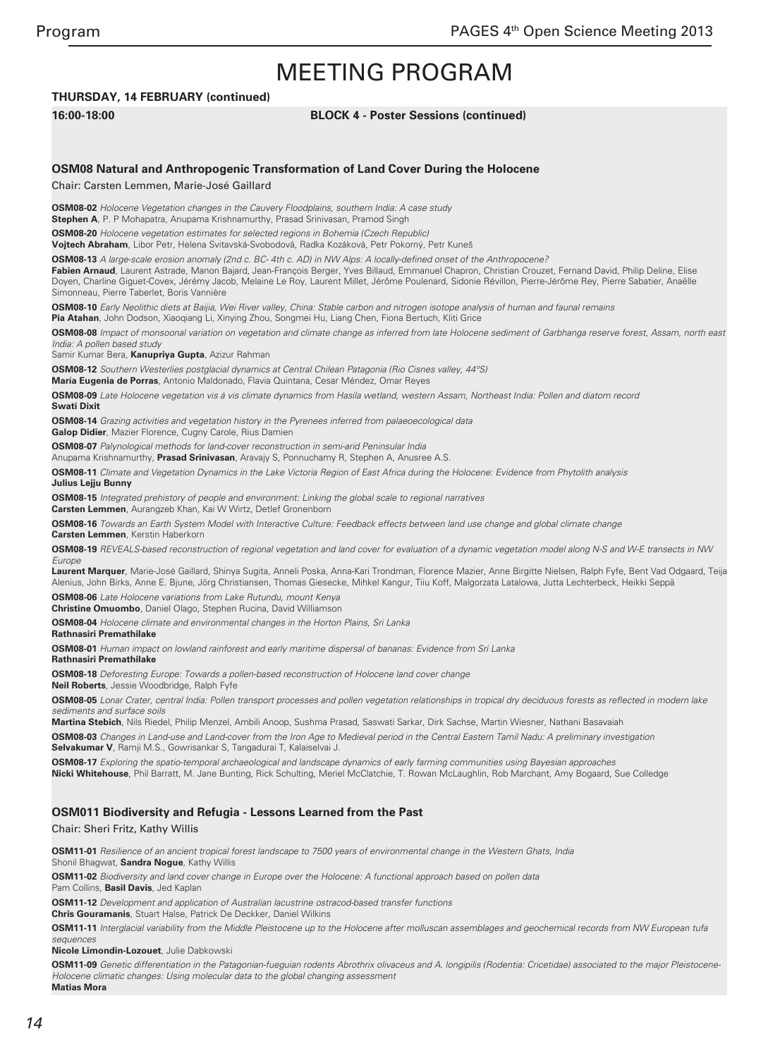# MEETING PROGRAM

**THURSDAY, 14 FEBRUARY (continued)**

**16:00-18:00** **BLOCK 4 - Poster Sessions (continued)**

## OSM08 Natural and Anthropogenic Transformation of Land Cover During the Holocene

Chair: Carsten Lemmen, Marie-José Gaillard

**OSM08-02** *Holocene Vegetation changes in the Cauvery Floodplains, southern India: A case study*
**Stephen A**, P. P Mohapatra, Anupama Krishnamurthy, Prasad Srinivasan, Pramod Singh

**OSM08-20** *Holocene vegetation estimates for selected regions in Bohemia (Czech Republic)*
**Vojtech Abraham**, Libor Petr, Helena Svitavská-Svobodová, Radka Kozáková, Petr Pokorný, Petr Kuneš

**OSM08-13** *A large-scale erosion anomaly (2nd c. BC- 4th c. AD) in NW Alps: A locally-defined onset of the Anthropocene?*
**Fabien Arnaud**, Laurent Astrade, Manon Bajard, Jean-François Berger, Yves Billaud, Emmanuel Chapron, Christian Crouzet, Fernand David, Philip Deline, Elise Doyen, Charline Giguet-Covex, Jérémy Jacob, Melaine Le Roy, Laurent Millet, Jérôme Poulenard, Sidonie Révillon, Pierre-Jérôme Rey, Pierre Sabatier, Anaëlle Simonneau, Pierre Taberlet, Boris Vannière

**OSM08-10** *Early Neolithic diets at Baijia, Wei River valley, China: Stable carbon and nitrogen isotope analysis of human and faunal remains*
**Pia Atahan**, John Dodson, Xiaoqiang Li, Xinying Zhou, Songmei Hu, Liang Chen, Fiona Bertuch, Kliti Grice

**OSM08-08** *Impact of monsoonal variation on vegetation and climate change as inferred from late Holocene sediment of Garbhanga reserve forest, Assam, north east India: A pollen based study*
Samir Kumar Bera, **Kanupriya Gupta**, Azizur Rahman

**OSM08-12** *Southern Westerlies postglacial dynamics at Central Chilean Patagonia (Rio Cisnes valley, 44°S)*
**María Eugenia de Porras**, Antonio Maldonado, Flavia Quintana, Cesar Méndez, Omar Reyes

**OSM08-09** *Late Holocene vegetation vis á vis climate dynamics from Hasila wetland, western Assam, Northeast India: Pollen and diatom record*
**Swati Dixit**

**OSM08-14** *Grazing activities and vegetation history in the Pyrenees inferred from palaeoecological data*
**Galop Didier**, Mazier Florence, Cugny Carole, Rius Damien

**OSM08-07** *Palynological methods for land-cover reconstruction in semi-arid Peninsular India*
Anupama Krishnamurthy, **Prasad Srinivasan**, Aravajy S, Ponnuchamy R, Stephen A, Anusree A.S.

**OSM08-11** *Climate and Vegetation Dynamics in the Lake Victoria Region of East Africa during the Holocene: Evidence from Phytolith analysis*
**Julius Lejju Bunny**

**OSM08-15** *Integrated prehistory of people and environment: Linking the global scale to regional narratives*
**Carsten Lemmen**, Aurangzeb Khan, Kai W Wirtz, Detlef Gronenborn

**OSM08-16** *Towards an Earth System Model with Interactive Culture: Feedback effects between land use change and global climate change*
**Carsten Lemmen**, Kerstin Haberkorn

**OSM08-19** *REVEALS-based reconstruction of regional vegetation and land cover for evaluation of a dynamic vegetation model along N-S and W-E transects in NW Europe*
**Laurent Marquer**, Marie-José Gaillard, Shinya Sugita, Anneli Poska, Anna-Kari Trondman, Florence Mazier, Anne Birgitte Nielsen, Ralph Fyfe, Bent Vad Odgaard, Teija Alenius, John Birks, Anne E. Bjune, Jörg Christiansen, Thomas Giesecke, Mihkel Kangur, Tiiu Koff, Malgorzata Latalowa, Jutta Lechterbeck, Heikki Seppä

**OSM08-06** *Late Holocene variations from Lake Rutundu, mount Kenya*
**Christine Omuombo**, Daniel Olago, Stephen Rucina, David Williamson

**OSM08-04** *Holocene climate and environmental changes in the Horton Plains, Sri Lanka*
**Rathnasiri Premathilake**

**OSM08-01** *Human impact on lowland rainforest and early maritime dispersal of bananas: Evidence from Sri Lanka*
**Rathnasiri Premathilake**

**OSM08-18** *Deforesting Europe: Towards a pollen-based reconstruction of Holocene land cover change*
**Neil Roberts**, Jessie Woodbridge, Ralph Fyfe

**OSM08-05** *Lonar Crater, central India: Pollen transport processes and pollen vegetation relationships in tropical dry deciduous forests as reflected in modern lake sediments and surface soils*
**Martina Stebich**, Nils Riedel, Philip Menzel, Ambili Anoop, Sushma Prasad, Saswati Sarkar, Dirk Sachse, Martin Wiesner, Nathani Basavaiah

**OSM08-03** *Changes in Land-use and Land-cover from the Iron Age to Medieval period in the Central Eastern Tamil Nadu: A preliminary investigation*
**Selvakumar V**, Ramji M.S., Gowrisankar S, Tangadurai T, Kalaiselvai J.

**OSM08-17** *Exploring the spatio-temporal archaeological and landscape dynamics of early farming communities using Bayesian approaches*
**Nicki Whitehouse**, Phil Barratt, M. Jane Bunting, Rick Schulting, Meriel McClatchie, T. Rowan McLaughlin, Rob Marchant, Amy Bogaard, Sue Colledge

## OSM011 Biodiversity and Refugia - Lessons Learned from the Past

Chair: Sheri Fritz, Kathy Willis

**OSM11-01** *Resilience of an ancient tropical forest landscape to 7500 years of environmental change in the Western Ghats, India*
Shonil Bhagwat, **Sandra Nogue**, Kathy Willis

**OSM11-02** *Biodiversity and land cover change in Europe over the Holocene: A functional approach based on pollen data*
Pam Collins, **Basil Davis**, Jed Kaplan

**OSM11-12** *Development and application of Australian lacustrine ostracod-based transfer functions*
**Chris Gouramanis**, Stuart Halse, Patrick De Deckker, Daniel Wilkins

**OSM11-11** *Interglacial variability from the Middle Pleistocene up to the Holocene after molluscan assemblages and geochemical records from NW European tufa sequences*
**Nicole Limondin-Lozouet**, Julie Dabkowski

**OSM11-09** *Genetic differentiation in the Patagonian-fueguian rodents Abrothrix olivaceus and A. longipilis (Rodentia: Cricetidae) associated to the major Pleistocene-Holocene climatic changes: Using molecular data to the global changing assessment*
**Matias Mora**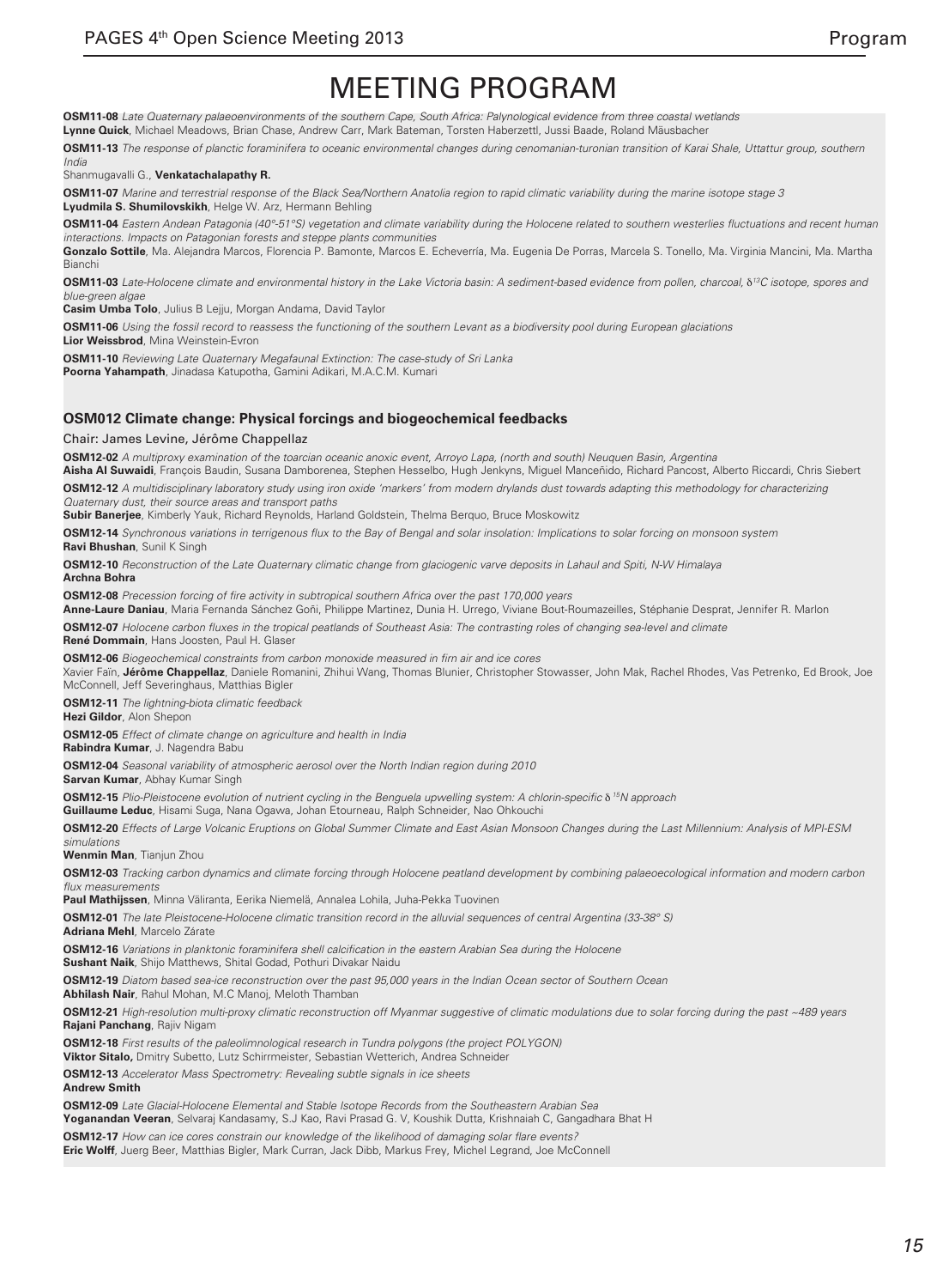# MEETING PROGRAM

**OSM11-08** *Late Quaternary palaeoenvironments of the southern Cape, South Africa: Palynological evidence from three coastal wetlands*
**Lynne Quick**, Michael Meadows, Brian Chase, Andrew Carr, Mark Bateman, Torsten Haberzettl, Jussi Baade, Roland Mäusbacher

**OSM11-13** *The response of planctic foraminifera to oceanic environmental changes during cenomanian-turonian transition of Karai Shale, Uttattur group, southern India*
Shanmugavalli G., **Venkatachalapathy R.**

**OSM11-07** *Marine and terrestrial response of the Black Sea/Northern Anatolia region to rapid climatic variability during the marine isotope stage 3*
**Lyudmila S. Shumilovskikh**, Helge W. Arz, Hermann Behling

**OSM11-04** *Eastern Andean Patagonia (40°-51°S) vegetation and climate variability during the Holocene related to southern westerlies fluctuations and recent human interactions. Impacts on Patagonian forests and steppe plants communities*
**Gonzalo Sottile**, Ma. Alejandra Marcos, Florencia P. Bamonte, Marcos E. Echeverría, Ma. Eugenia De Porras, Marcela S. Tonello, Ma. Virginia Mancini, Ma. Martha Bianchi

**OSM11-03** *Late-Holocene climate and environmental history in the Lake Victoria basin: A sediment-based evidence from pollen, charcoal, $\delta^{13}C$ isotope, spores and blue-green algae*
**Casim Umba Tolo**, Julius B Lejju, Morgan Andama, David Taylor

**OSM11-06** *Using the fossil record to reassess the functioning of the southern Levant as a biodiversity pool during European glaciations*
**Lior Weissbrod**, Mina Weinstein-Evron

**OSM11-10** *Reviewing Late Quaternary Megafaunal Extinction: The case-study of Sri Lanka*
**Poorna Yahampath**, Jinadasa Katupotha, Gamini Adikari, M.A.C.M. Kumari

## OSM012 Climate change: Physical forcings and biogeochemical feedbacks

Chair: James Levine, Jérôme Chappellaz

**OSM12-02** *A multiproxy examination of the toarcian oceanic anoxic event, Arroyo Lapa, (north and south) Neuquen Basin, Argentina*
**Aisha Al Suwaidi**, François Baudin, Susana Damborenea, Stephen Hesselbo, Hugh Jenkyns, Miguel Manceñido, Richard Pancost, Alberto Riccardi, Chris Siebert

**OSM12-12** *A multidisciplinary laboratory study using iron oxide 'markers' from modern drylands dust towards adapting this methodology for characterizing Quaternary dust, their source areas and transport paths*
**Subir Banerjee**, Kimberly Yauk, Richard Reynolds, Harland Goldstein, Thelma Berquo, Bruce Moskowitz

**OSM12-14** *Synchronous variations in terrigenous flux to the Bay of Bengal and solar insolation: Implications to solar forcing on monsoon system*
**Ravi Bhushan**, Sunil K Singh

**OSM12-10** *Reconstruction of the Late Quaternary climatic change from glaciogenic varve deposits in Lahaul and Spiti, N-W Himalaya*
**Archna Bohra**

**OSM12-08** *Precession forcing of fire activity in subtropical southern Africa over the past 170,000 years*
**Anne-Laure Daniau**, Maria Fernanda Sánchez Goñi, Philippe Martinez, Dunia H. Urrego, Viviane Bout-Roumazeilles, Stéphanie Desprat, Jennifer R. Marlon

**OSM12-07** *Holocene carbon fluxes in the tropical peatlands of Southeast Asia: The contrasting roles of changing sea-level and climate*
**René Dommain**, Hans Joosten, Paul H. Glaser

**OSM12-06** *Biogeochemical constraints from carbon monoxide measured in firn air and ice cores*
Xavier Faïn, **Jérôme Chappellaz**, Daniele Romanini, Zhihui Wang, Thomas Blunier, Christopher Stowasser, John Mak, Rachel Rhodes, Vas Petrenko, Ed Brook, Joe McConnell, Jeff Severinghaus, Matthias Bigler

**OSM12-11** *The lightning-biota climatic feedback*
**Hezi Gildor**, Alon Shepon

**OSM12-05** *Effect of climate change on agriculture and health in India*
**Rabindra Kumar**, J. Nagendra Babu

**OSM12-04** *Seasonal variability of atmospheric aerosol over the North Indian region during 2010*
**Sarvan Kumar**, Abhay Kumar Singh

**OSM12-15** *Plio-Pleistocene evolution of nutrient cycling in the Benguela upwelling system: A chlorin-specific $\delta^{15}N$ approach*
**Guillaume Leduc**, Hisami Suga, Nana Ogawa, Johan Etourneau, Ralph Schneider, Nao Ohkouchi

**OSM12-20** *Effects of Large Volcanic Eruptions on Global Summer Climate and East Asian Monsoon Changes during the Last Millennium: Analysis of MPI-ESM simulations*
**Wenmin Man**, Tianjun Zhou

**OSM12-03** *Tracking carbon dynamics and climate forcing through Holocene peatland development by combining palaeoecological information and modern carbon flux measurements*
**Paul Mathijssen**, Minna Väliranta, Eerika Niemelä, Annalea Lohila, Juha-Pekka Tuovinen

**OSM12-01** *The late Pleistocene-Holocene climatic transition record in the alluvial sequences of central Argentina (33-38° S)*
**Adriana Mehl**, Marcelo Zárate

**OSM12-16** *Variations in planktonic foraminifera shell calcification in the eastern Arabian Sea during the Holocene*
**Sushant Naik**, Shijo Matthews, Shital Godad, Pothuri Divakar Naidu

**OSM12-19** *Diatom based sea-ice reconstruction over the past 95,000 years in the Indian Ocean sector of Southern Ocean*
**Abhilash Nair**, Rahul Mohan, M.C Manoj, Meloth Thamban

**OSM12-21** *High-resolution multi-proxy climatic reconstruction off Myanmar suggestive of climatic modulations due to solar forcing during the past ~489 years*
**Rajani Panchang**, Rajiv Nigam

**OSM12-18** *First results of the paleolimnological research in Tundra polygons (the project POLYGON)*
**Viktor Sitalo,** Dmitry Subetto, Lutz Schirrmeister, Sebastian Wetterich, Andrea Schneider

**OSM12-13** *Accelerator Mass Spectrometry: Revealing subtle signals in ice sheets*
**Andrew Smith**

**OSM12-09** *Late Glacial-Holocene Elemental and Stable Isotope Records from the Southeastern Arabian Sea*
**Yoganandan Veeran**, Selvaraj Kandasamy, S.J Kao, Ravi Prasad G. V, Koushik Dutta, Krishnaiah C, Gangadhara Bhat H

**OSM12-17** *How can ice cores constrain our knowledge of the likelihood of damaging solar flare events?*
**Eric Wolff**, Juerg Beer, Matthias Bigler, Mark Curran, Jack Dibb, Markus Frey, Michel Legrand, Joe McConnell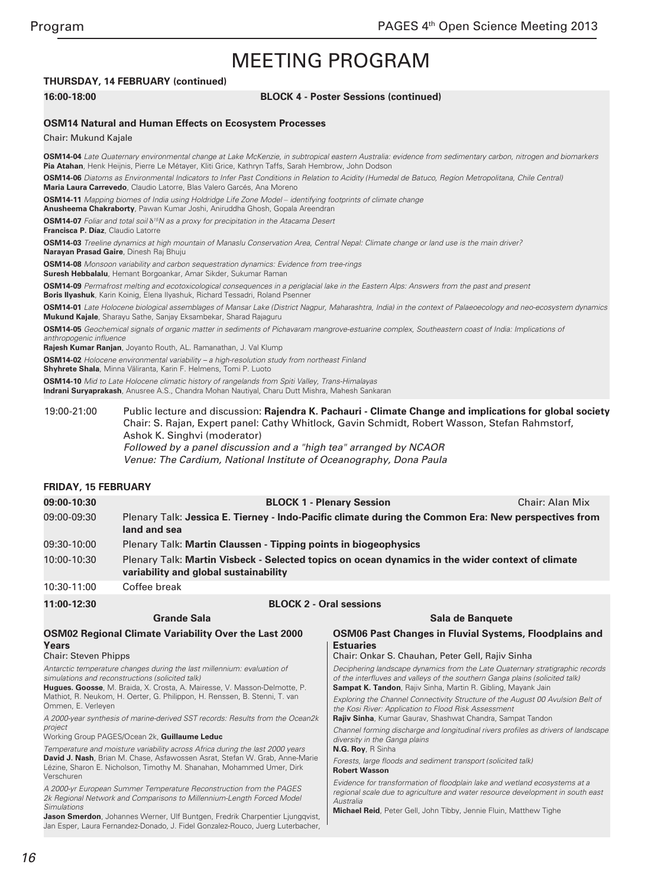# MEETING PROGRAM

**THURSDAY, 14 FEBRUARY (continued)**

**16:00-18:00** **BLOCK 4 - Poster Sessions (continued)**

### OSM14 Natural and Human Effects on Ecosystem Processes

Chair: Mukund Kajale

**OSM14-04** *Late Quaternary environmental change at Lake McKenzie, in subtropical eastern Australia: evidence from sedimentary carbon, nitrogen and biomarkers*
**Pia Atahan**, Henk Heijnis, Pierre Le Métayer, Kliti Grice, Kathryn Taffs, Sarah Hembrow, John Dodson

**OSM14-06** *Diatoms as Environmental Indicators to Infer Past Conditions in Relation to Acidity (Humedal de Batuco, Region Metropolitana, Chile Central)*
**Maria Laura Carrevedo**, Claudio Latorre, Blas Valero Garcés, Ana Moreno

**OSM14-11** *Mapping biomes of India using Holdridge Life Zone Model – identifying footprints of climate change*
**Anusheema Chakraborty**, Pawan Kumar Joshi, Aniruddha Ghosh, Gopala Areendran

**OSM14-07** *Foliar and total soil $\delta^{15}N$ as a proxy for precipitation in the Atacama Desert*
**Francisca P. Díaz**, Claudio Latorre

**OSM14-03** *Treeline dynamics at high mountain of Manaslu Conservation Area, Central Nepal: Climate change or land use is the main driver?*
**Narayan Prasad Gaire**, Dinesh Raj Bhuju

**OSM14-08** *Monsoon variability and carbon sequestration dynamics: Evidence from tree-rings*
**Suresh Hebbalalu**, Hemant Borgoankar, Amar Sikder, Sukumar Raman

**OSM14-09** *Permafrost melting and ecotoxicological consequences in a periglacial lake in the Eastern Alps: Answers from the past and present*
**Boris Ilyashuk**, Karin Koinig, Elena Ilyashuk, Richard Tessadri, Roland Psenner

**OSM14-01** *Late Holocene biological assemblages of Mansar Lake (District Nagpur, Maharashtra, India) in the context of Palaeoecology and neo-ecosystem dynamics*
**Mukund Kajale**, Sharayu Sathe, Sanjay Eksambekar, Sharad Rajaguru

**OSM14-05** *Geochemical signals of organic matter in sediments of Pichavaram mangrove-estuarine complex, Southeastern coast of India: Implications of anthropogenic influence*
**Rajesh Kumar Ranjan**, Joyanto Routh, AL. Ramanathan, J. Val Klump

**OSM14-02** *Holocene environmental variability – a high-resolution study from northeast Finland*
**Shyhrete Shala**, Minna Väliranta, Karin F. Helmens, Tomi P. Luoto

**OSM14-10** *Mid to Late Holocene climatic history of rangelands from Spiti Valley, Trans-Himalayas*
**Indrani Suryaprakash**, Anusree A.S., Chandra Mohan Nautiyal, Charu Dutt Mishra, Mahesh Sankaran

19:00-21:00 Public lecture and discussion: **Rajendra K. Pachauri - Climate Change and implications for global society**
Chair: S. Rajan, Expert panel: Cathy Whitlock, Gavin Schmidt, Robert Wasson, Stefan Rahmstorf, Ashok K. Singhvi (moderator)
*Followed by a panel discussion and a "high tea" arranged by NCAOR*
*Venue: The Cardium, National Institute of Oceanography, Dona Paula*

**FRIDAY, 15 FEBRUARY**

| | | |
|---|---|---|
| **09:00-10:30** | **BLOCK 1 - Plenary Session** | Chair: Alan Mix |
| 09:00-09:30 | Plenary Talk: **Jessica E. Tierney - Indo-Pacific climate during the Common Era: New perspectives from land and sea** | |
| 09:30-10:00 | Plenary Talk: **Martin Claussen - Tipping points in biogeophysics** | |
| 10:00-10:30 | Plenary Talk: **Martin Visbeck - Selected topics on ocean dynamics in the wider context of climate variability and global sustainability** | |
| 10:30-11:00 | Coffee break | |
| **11:00-12:30** | **BLOCK 2 - Oral sessions** | |

**Grande Sala**

### OSM02 Regional Climate Variability Over the Last 2000 Years

Chair: Steven Phipps

*Antarctic temperature changes during the last millennium: evaluation of simulations and reconstructions (solicited talk)*
**Hugues. Goosse**, M. Braida, X. Crosta, A. Mairesse, V. Masson-Delmotte, P. Mathiot, R. Neukom, H. Oerter, G. Philippon, H. Renssen, B. Stenni, T. van Ommen, E. Verleyen

*A 2000-year synthesis of marine-derived SST records: Results from the Ocean2k project*
Working Group PAGES/Ocean 2k, **Guillaume Leduc**

*Temperature and moisture variability across Africa during the last 2000 years*
**David J. Nash**, Brian M. Chase, Asfawossen Asrat, Stefan W. Grab, Anne-Marie Lézine, Sharon E. Nicholson, Timothy M. Shanahan, Mohammed Umer, Dirk Verschuren

*A 2000-yr European Summer Temperature Reconstruction from the PAGES 2k Regional Network and Comparisons to Millennium-Length Forced Model Simulations*
**Jason Smerdon**, Johannes Werner, Ulf Buntgen, Fredrik Charpentier Ljungqvist, Jan Esper, Laura Fernandez-Donado, J. Fidel Gonzalez-Rouco, Juerg Luterbacher,

**Sala de Banquete**

### OSM06 Past Changes in Fluvial Systems, Floodplains and Estuaries

Chair: Onkar S. Chauhan, Peter Gell, Rajiv Sinha

*Deciphering landscape dynamics from the Late Quaternary stratigraphic records of the interfluves and valleys of the southern Ganga plains (solicited talk)*
**Sampat K. Tandon**, Rajiv Sinha, Martin R. Gibling, Mayank Jain

*Exploring the Channel Connectivity Structure of the August 00 Avulsion Belt of the Kosi River: Application to Flood Risk Assessment*
**Rajiv Sinha**, Kumar Gaurav, Shashwat Chandra, Sampat Tandon

*Channel forming discharge and longitudinal rivers profiles as drivers of landscape diversity in the Ganga plains*
**N.G. Roy**, R Sinha

*Forests, large floods and sediment transport (solicited talk)*
**Robert Wasson**

*Evidence for transformation of floodplain lake and wetland ecosystems at a regional scale due to agriculture and water resource development in south east Australia*
**Michael Reid**, Peter Gell, John Tibby, Jennie Fluin, Matthew Tighe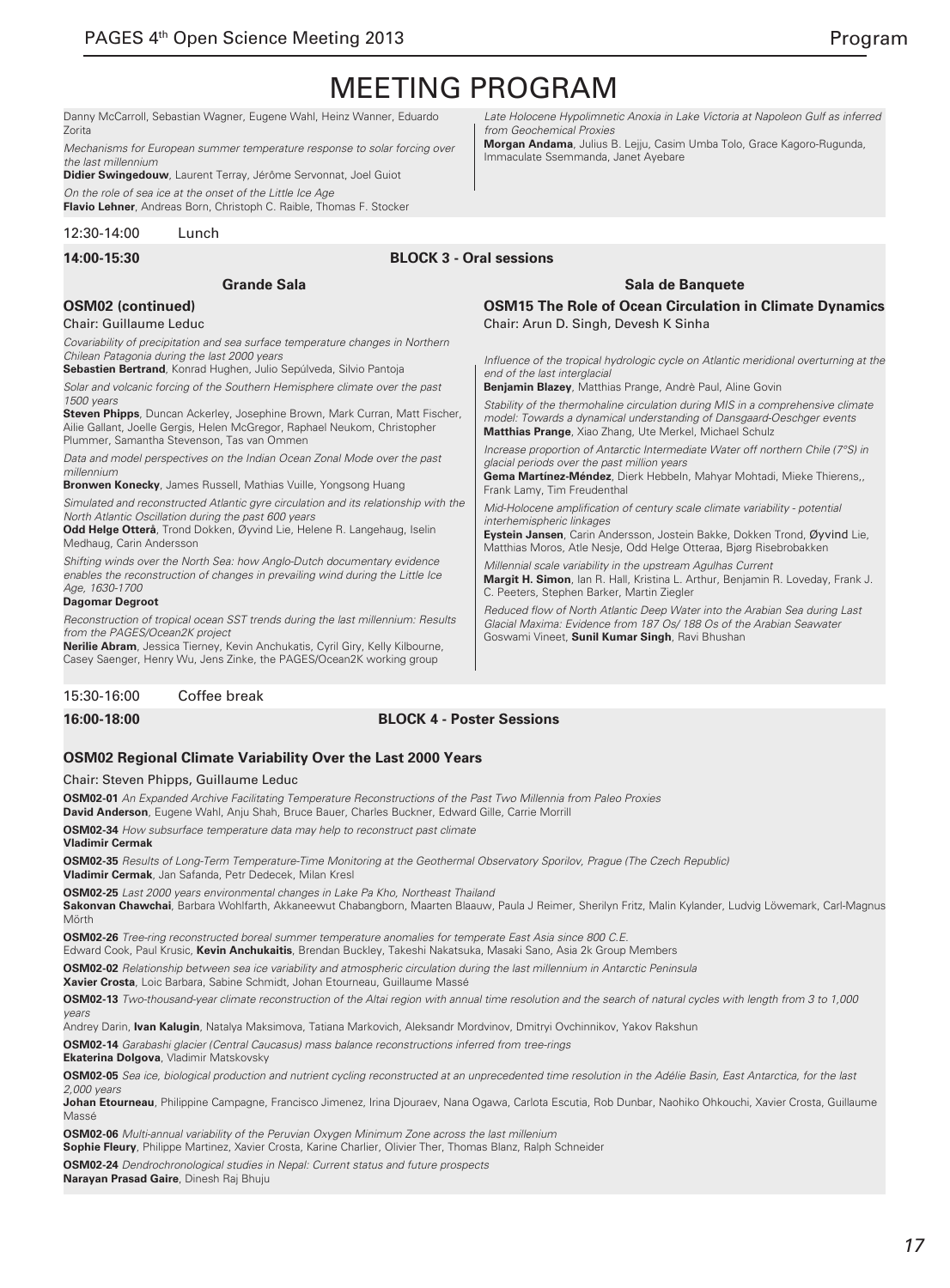# MEETING PROGRAM

Danny McCarroll, Sebastian Wagner, Eugene Wahl, Heinz Wanner, Eduardo Zorita

*Mechanisms for European summer temperature response to solar forcing over the last millennium*
**Didier Swingedouw**, Laurent Terray, Jérôme Servonnat, Joel Guiot

*On the role of sea ice at the onset of the Little Ice Age*
**Flavio Lehner**, Andreas Born, Christoph C. Raible, Thomas F. Stocker

*Late Holocene Hypolimnetic Anoxia in Lake Victoria at Napoleon Gulf as inferred from Geochemical Proxies*
**Morgan Andama**, Julius B. Lejju, Casim Umba Tolo, Grace Kagoro-Rugunda, Immaculate Ssemmanda, Janet Ayebare

12:30-14:00 Lunch

**14:00-15:30** **BLOCK 3 - Oral sessions**

## Grande Sala

### OSM02 (continued)

Chair: Guillaume Leduc

*Covariability of precipitation and sea surface temperature changes in Northern Chilean Patagonia during the last 2000 years*
**Sebastien Bertrand**, Konrad Hughen, Julio Sepúlveda, Silvio Pantoja

*Solar and volcanic forcing of the Southern Hemisphere climate over the past 1500 years*
**Steven Phipps**, Duncan Ackerley, Josephine Brown, Mark Curran, Matt Fischer, Ailie Gallant, Joelle Gergis, Helen McGregor, Raphael Neukom, Christopher Plummer, Samantha Stevenson, Tas van Ommen

*Data and model perspectives on the Indian Ocean Zonal Mode over the past millennium*
**Bronwen Konecky**, James Russell, Mathias Vuille, Yongsong Huang

*Simulated and reconstructed Atlantic gyre circulation and its relationship with the North Atlantic Oscillation during the past 600 years*
**Odd Helge Otterå**, Trond Dokken, Øyvind Lie, Helene R. Langehaug, Iselin Medhaug, Carin Andersson

*Shifting winds over the North Sea: how Anglo-Dutch documentary evidence enables the reconstruction of changes in prevailing wind during the Little Ice Age, 1630-1700*
**Dagomar Degroot**

*Reconstruction of tropical ocean SST trends during the last millennium: Results from the PAGES/Ocean2K project*
**Nerilie Abram**, Jessica Tierney, Kevin Anchukaitis, Cyril Giry, Kelly Kilbourne, Casey Saenger, Henry Wu, Jens Zinke, the PAGES/Ocean2K working group

## Sala de Banquete

### OSM15 The Role of Ocean Circulation in Climate Dynamics

Chair: Arun D. Singh, Devesh K Sinha

*Influence of the tropical hydrologic cycle on Atlantic meridional overturning at the end of the last interglacial*
**Benjamin Blazey**, Matthias Prange, Andrè Paul, Aline Govin

*Stability of the thermohaline circulation during MIS in a comprehensive climate model: Towards a dynamical understanding of Dansgaard-Oeschger events*
**Matthias Prange**, Xiao Zhang, Ute Merkel, Michael Schulz

*Increase proportion of Antarctic Intermediate Water off northern Chile (7°S) in glacial periods over the past million years*
**Gema Martínez-Méndez**, Dierk Hebbeln, Mahyar Mohtadi, Mieke Thierens,, Frank Lamy, Tim Freudenthal

*Mid-Holocene amplification of century scale climate variability - potential interhemispheric linkages*
**Eystein Jansen**, Carin Andersson, Jostein Bakke, Dokken Trond, Øyvind Lie, Matthias Moros, Atle Nesje, Odd Helge Otteraa, Bjørg Risebrobakken

*Millennial scale variability in the upstream Agulhas Current*
**Margit H. Simon**, Ian R. Hall, Kristina L. Arthur, Benjamin R. Loveday, Frank J. C. Peeters, Stephen Barker, Martin Ziegler

*Reduced flow of North Atlantic Deep Water into the Arabian Sea during Last Glacial Maxima: Evidence from 187 Os/ 188 Os of the Arabian Seawater*
Goswami Vineet, **Sunil Kumar Singh**, Ravi Bhushan

15:30-16:00 Coffee break

**16:00-18:00** **BLOCK 4 - Poster Sessions**

### OSM02 Regional Climate Variability Over the Last 2000 Years

Chair: Steven Phipps, Guillaume Leduc

**OSM02-01** *An Expanded Archive Facilitating Temperature Reconstructions of the Past Two Millennia from Paleo Proxies*
**David Anderson**, Eugene Wahl, Anju Shah, Bruce Bauer, Charles Buckner, Edward Gille, Carrie Morrill

**OSM02-34** *How subsurface temperature data may help to reconstruct past climate*
**Vladimir Cermak**

**OSM02-35** *Results of Long-Term Temperature-Time Monitoring at the Geothermal Observatory Sporilov, Prague (The Czech Republic)*
**Vladimir Cermak**, Jan Safanda, Petr Dedecek, Milan Kresl

**OSM02-25** *Last 2000 years environmental changes in Lake Pa Kho, Northeast Thailand*
**Sakonvan Chawchai**, Barbara Wohlfarth, Akkaneewut Chabangborn, Maarten Blaauw, Paula J Reimer, Sherilyn Fritz, Malin Kylander, Ludvig Löwemark, Carl-Magnus Mörth

**OSM02-26** *Tree-ring reconstructed boreal summer temperature anomalies for temperate East Asia since 800 C.E.*
Edward Cook, Paul Krusic, **Kevin Anchukaitis**, Brendan Buckley, Takeshi Nakatsuka, Masaki Sano, Asia 2k Group Members

**OSM02-02** *Relationship between sea ice variability and atmospheric circulation during the last millennium in Antarctic Peninsula*
**Xavier Crosta**, Loic Barbara, Sabine Schmidt, Johan Etourneau, Guillaume Massé

**OSM02-13** *Two-thousand-year climate reconstruction of the Altai region with annual time resolution and the search of natural cycles with length from 3 to 1,000 years*
Andrey Darin, **Ivan Kalugin**, Natalya Maksimova, Tatiana Markovich, Aleksandr Mordvinov, Dmitryi Ovchinnikov, Yakov Rakshun

**OSM02-14** *Garabashi glacier (Central Caucasus) mass balance reconstructions inferred from tree-rings*
**Ekaterina Dolgova**, Vladimir Matskovsky

**OSM02-05** *Sea ice, biological production and nutrient cycling reconstructed at an unprecedented time resolution in the Adélie Basin, East Antarctica, for the last 2,000 years*
**Johan Etourneau**, Philippine Campagne, Francisco Jimenez, Irina Djouraev, Nana Ogawa, Carlota Escutia, Rob Dunbar, Naohiko Ohkouchi, Xavier Crosta, Guillaume Massé

**OSM02-06** *Multi-annual variability of the Peruvian Oxygen Minimum Zone across the last millenium*
**Sophie Fleury**, Philippe Martinez, Xavier Crosta, Karine Charlier, Olivier Ther, Thomas Blanz, Ralph Schneider

**OSM02-24** *Dendrochronological studies in Nepal: Current status and future prospects*
**Narayan Prasad Gaire**, Dinesh Raj Bhuju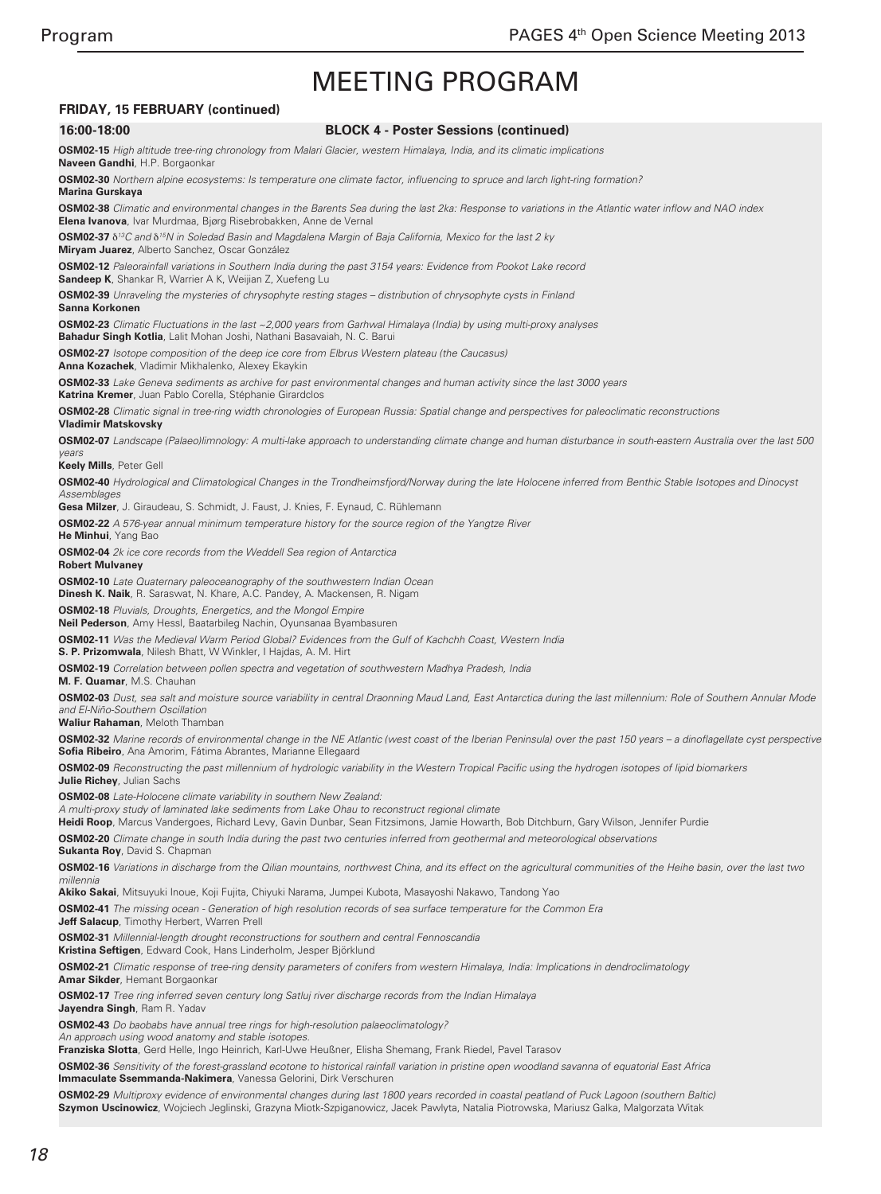# MEETING PROGRAM

**FRIDAY, 15 FEBRUARY (continued)**

**16:00-18:00 BLOCK 4 - Poster Sessions (continued)**

**OSM02-15** *High altitude tree-ring chronology from Malari Glacier, western Himalaya, India, and its climatic implications*
**Naveen Gandhi**, H.P. Borgaonkar

**OSM02-30** *Northern alpine ecosystems: Is temperature one climate factor, influencing to spruce and larch light-ring formation?*
**Marina Gurskaya**

**OSM02-38** *Climatic and environmental changes in the Barents Sea during the last 2ka: Response to variations in the Atlantic water inflow and NAO index*
**Elena Ivanova**, Ivar Murdmaa, Bjørg Risebrobakken, Anne de Vernal

**OSM02-37** *$\delta^{13}C$ and $\delta^{15}N$ in Soledad Basin and Magdalena Margin of Baja California, Mexico for the last 2 ky*
**Miryam Juarez**, Alberto Sanchez, Oscar González

**OSM02-12** *Paleorainfall variations in Southern India during the past 3154 years: Evidence from Pookot Lake record*
**Sandeep K**, Shankar R, Warrier A K, Weijian Z, Xuefeng Lu

**OSM02-39** *Unraveling the mysteries of chrysophyte resting stages – distribution of chrysophyte cysts in Finland*
**Sanna Korkonen**

**OSM02-23** *Climatic Fluctuations in the last ~2,000 years from Garhwal Himalaya (India) by using multi-proxy analyses*
**Bahadur Singh Kotlia**, Lalit Mohan Joshi, Nathani Basavaiah, N. C. Barui

**OSM02-27** *Isotope composition of the deep ice core from Elbrus Western plateau (the Caucasus)*
**Anna Kozachek**, Vladimir Mikhalenko, Alexey Ekaykin

**OSM02-33** *Lake Geneva sediments as archive for past environmental changes and human activity since the last 3000 years*
**Katrina Kremer**, Juan Pablo Corella, Stéphanie Girardclos

**OSM02-28** *Climatic signal in tree-ring width chronologies of European Russia: Spatial change and perspectives for paleoclimatic reconstructions*
**Vladimir Matskovsky**

**OSM02-07** *Landscape (Palaeo)limnology: A multi-lake approach to understanding climate change and human disturbance in south-eastern Australia over the last 500 years*
**Keely Mills**, Peter Gell

**OSM02-40** *Hydrological and Climatological Changes in the Trondheimsfjord/Norway during the late Holocene inferred from Benthic Stable Isotopes and Dinocyst Assemblages*
**Gesa Milzer**, J. Giraudeau, S. Schmidt, J. Faust, J. Knies, F. Eynaud, C. Rühlemann

**OSM02-22** *A 576-year annual minimum temperature history for the source region of the Yangtze River*
**He Minhui**, Yang Bao

**OSM02-04** *2k ice core records from the Weddell Sea region of Antarctica*
**Robert Mulvaney**

**OSM02-10** *Late Quaternary paleoceanography of the southwestern Indian Ocean*
**Dinesh K. Naik**, R. Saraswat, N. Khare, A.C. Pandey, A. Mackensen, R. Nigam

**OSM02-18** *Pluvials, Droughts, Energetics, and the Mongol Empire*
**Neil Pederson**, Amy Hessl, Baatarbileg Nachin, Oyunsanaa Byambasuren

**OSM02-11** *Was the Medieval Warm Period Global? Evidences from the Gulf of Kachchh Coast, Western India*
**S. P. Prizomwala**, Nilesh Bhatt, W Winkler, I Hajdas, A. M. Hirt

**OSM02-19** *Correlation between pollen spectra and vegetation of southwestern Madhya Pradesh, India*
**M. F. Quamar**, M.S. Chauhan

**OSM02-03** *Dust, sea salt and moisture source variability in central Draonning Maud Land, East Antarctica during the last millennium: Role of Southern Annular Mode and El-Niño-Southern Oscillation*
**Waliur Rahaman**, Meloth Thamban

**OSM02-32** *Marine records of environmental change in the NE Atlantic (west coast of the Iberian Peninsula) over the past 150 years – a dinoflagellate cyst perspective*
**Sofia Ribeiro**, Ana Amorim, Fátima Abrantes, Marianne Ellegaard

**OSM02-09** *Reconstructing the past millennium of hydrologic variability in the Western Tropical Pacific using the hydrogen isotopes of lipid biomarkers*
**Julie Richey**, Julian Sachs

**OSM02-08** *Late-Holocene climate variability in southern New Zealand: A multi-proxy study of laminated lake sediments from Lake Ohau to reconstruct regional climate*
**Heidi Roop**, Marcus Vandergoes, Richard Levy, Gavin Dunbar, Sean Fitzsimons, Jamie Howarth, Bob Ditchburn, Gary Wilson, Jennifer Purdie

**OSM02-20** *Climate change in south India during the past two centuries inferred from geothermal and meteorological observations*
**Sukanta Roy**, David S. Chapman

**OSM02-16** *Variations in discharge from the Qilian mountains, northwest China, and its effect on the agricultural communities of the Heihe basin, over the last two millennia*
**Akiko Sakai**, Mitsuyuki Inoue, Koji Fujita, Chiyuki Narama, Jumpei Kubota, Masayoshi Nakawo, Tandong Yao

**OSM02-41** *The missing ocean - Generation of high resolution records of sea surface temperature for the Common Era*
**Jeff Salacup**, Timothy Herbert, Warren Prell

**OSM02-31** *Millennial-length drought reconstructions for southern and central Fennoscandia*
**Kristina Seftigen**, Edward Cook, Hans Linderholm, Jesper Björklund

**OSM02-21** *Climatic response of tree-ring density parameters of conifers from western Himalaya, India: Implications in dendroclimatology*
**Amar Sikder**, Hemant Borgaonkar

**OSM02-17** *Tree ring inferred seven century long Satluj river discharge records from the Indian Himalaya*
**Jayendra Singh**, Ram R. Yadav

**OSM02-43** *Do baobabs have annual tree rings for high-resolution palaeoclimatology? An approach using wood anatomy and stable isotopes.*
**Franziska Slotta**, Gerd Helle, Ingo Heinrich, Karl-Uwe Heußner, Elisha Shemang, Frank Riedel, Pavel Tarasov

**OSM02-36** *Sensitivity of the forest-grassland ecotone to historical rainfall variation in pristine open woodland savanna of equatorial East Africa*
**Immaculate Ssemmanda-Nakimera**, Vanessa Gelorini, Dirk Verschuren

**OSM02-29** *Multiproxy evidence of environmental changes during last 1800 years recorded in coastal peatland of Puck Lagoon (southern Baltic)*
**Szymon Uscinowicz**, Wojciech Jeglinski, Grazyna Miotk-Szpiganowicz, Jacek Pawlyta, Natalia Piotrowska, Mariusz Galka, Malgorzata Witak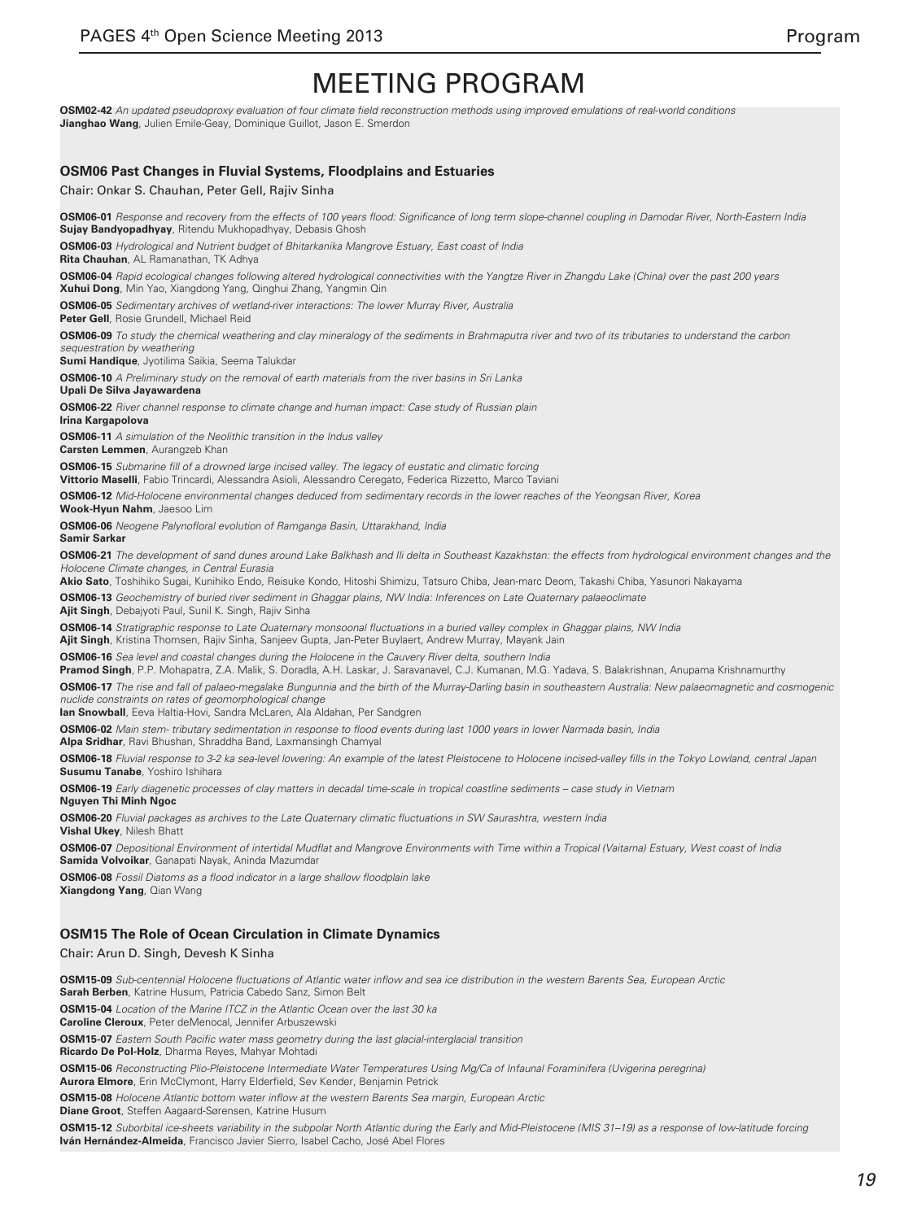# MEETING PROGRAM

**OSM02-42** *An updated pseudoproxy evaluation of four climate field reconstruction methods using improved emulations of real-world conditions*
**Jianghao Wang**, Julien Emile-Geay, Dominique Guillot, Jason E. Smerdon

### OSM06 Past Changes in Fluvial Systems, Floodplains and Estuaries

Chair: Onkar S. Chauhan, Peter Gell, Rajiv Sinha

**OSM06-01** *Response and recovery from the effects of 100 years flood: Significance of long term slope-channel coupling in Damodar River, North-Eastern India*
**Sujay Bandyopadhyay**, Ritendu Mukhopadhyay, Debasis Ghosh

**OSM06-03** *Hydrological and Nutrient budget of Bhitarkanika Mangrove Estuary, East coast of India*
**Rita Chauhan**, AL Ramanathan, TK Adhya

**OSM06-04** *Rapid ecological changes following altered hydrological connectivities with the Yangtze River in Zhangdu Lake (China) over the past 200 years*
**Xuhui Dong**, Min Yao, Xiangdong Yang, Qinghui Zhang, Yangmin Qin

**OSM06-05** *Sedimentary archives of wetland-river interactions: The lower Murray River, Australia*
**Peter Gell**, Rosie Grundell, Michael Reid

**OSM06-09** *To study the chemical weathering and clay mineralogy of the sediments in Brahmaputra river and two of its tributaries to understand the carbon sequestration by weathering*
**Sumi Handique**, Jyotilima Saikia, Seema Talukdar

**OSM06-10** *A Preliminary study on the removal of earth materials from the river basins in Sri Lanka*
**Upali De Silva Jayawardena**

**OSM06-22** *River channel response to climate change and human impact: Case study of Russian plain*
**Irina Kargapolova**

**OSM06-11** *A simulation of the Neolithic transition in the Indus valley*
**Carsten Lemmen**, Aurangzeb Khan

**OSM06-15** *Submarine fill of a drowned large incised valley. The legacy of eustatic and climatic forcing*
**Vittorio Maselli**, Fabio Trincardi, Alessandra Asioli, Alessandro Ceregato, Federica Rizzetto, Marco Taviani

**OSM06-12** *Mid-Holocene environmental changes deduced from sedimentary records in the lower reaches of the Yeongsan River, Korea*
**Wook-Hyun Nahm**, Jaesoo Lim

**OSM06-06** *Neogene Palynofloral evolution of Ramganga Basin, Uttarakhand, India*
**Samir Sarkar**

**OSM06-21** *The development of sand dunes around Lake Balkhash and Ili delta in Southeast Kazakhstan: the effects from hydrological environment changes and the Holocene Climate changes, in Central Eurasia*
**Akio Sato**, Toshihiko Sugai, Kunihiko Endo, Reisuke Kondo, Hitoshi Shimizu, Tatsuro Chiba, Jean-marc Deom, Takashi Chiba, Yasunori Nakayama

**OSM06-13** *Geochemistry of buried river sediment in Ghaggar plains, NW India: Inferences on Late Quaternary palaeoclimate*
**Ajit Singh**, Debajyoti Paul, Sunil K. Singh, Rajiv Sinha

**OSM06-14** *Stratigraphic response to Late Quaternary monsoonal fluctuations in a buried valley complex in Ghaggar plains, NW India*
**Ajit Singh**, Kristina Thomsen, Rajiv Sinha, Sanjeev Gupta, Jan-Peter Buylaert, Andrew Murray, Mayank Jain

**OSM06-16** *Sea level and coastal changes during the Holocene in the Cauvery River delta, southern India*
**Pramod Singh**, P.P. Mohapatra, Z.A. Malik, S. Doradla, A.H. Laskar, J. Saravanavel, C.J. Kumanan, M.G. Yadava, S. Balakrishnan, Anupama Krishnamurthy

**OSM06-17** *The rise and fall of palaeo-megalake Bungunnia and the birth of the Murray-Darling basin in southeastern Australia: New palaeomagnetic and cosmogenic nuclide constraints on rates of geomorphological change*
**Ian Snowball**, Eeva Haltia-Hovi, Sandra McLaren, Ala Aldahan, Per Sandgren

**OSM06-02** *Main stem- tributary sedimentation in response to flood events during last 1000 years in lower Narmada basin, India*
**Alpa Sridhar**, Ravi Bhushan, Shraddha Band, Laxmansingh Chamyal

**OSM06-18** *Fluvial response to 3-2 ka sea-level lowering: An example of the latest Pleistocene to Holocene incised-valley fills in the Tokyo Lowland, central Japan*
**Susumu Tanabe**, Yoshiro Ishihara

**OSM06-19** *Early diagenetic processes of clay matters in decadal time-scale in tropical coastline sediments – case study in Vietnam*
**Nguyen Thi Minh Ngoc**

**OSM06-20** *Fluvial packages as archives to the Late Quaternary climatic fluctuations in SW Saurashtra, western India*
**Vishal Ukey**, Nilesh Bhatt

**OSM06-07** *Depositional Environment of intertidal Mudflat and Mangrove Environments with Time within a Tropical (Vaitarna) Estuary, West coast of India*
**Samida Volvoikar**, Ganapati Nayak, Aninda Mazumdar

**OSM06-08** *Fossil Diatoms as a flood indicator in a large shallow floodplain lake*
**Xiangdong Yang**, Qian Wang

### OSM15 The Role of Ocean Circulation in Climate Dynamics

Chair: Arun D. Singh, Devesh K Sinha

**OSM15-09** *Sub-centennial Holocene fluctuations of Atlantic water inflow and sea ice distribution in the western Barents Sea, European Arctic*
**Sarah Berben**, Katrine Husum, Patricia Cabedo Sanz, Simon Belt

**OSM15-04** *Location of the Marine ITCZ in the Atlantic Ocean over the last 30 ka*
**Caroline Cleroux**, Peter deMenocal, Jennifer Arbuszewski

**OSM15-07** *Eastern South Pacific water mass geometry during the last glacial-interglacial transition*
**Ricardo De Pol-Holz**, Dharma Reyes, Mahyar Mohtadi

**OSM15-06** *Reconstructing Plio-Pleistocene Intermediate Water Temperatures Using Mg/Ca of Infaunal Foraminifera (Uvigerina peregrina)*
**Aurora Elmore**, Erin McClymont, Harry Elderfield, Sev Kender, Benjamin Petrick

**OSM15-08** *Holocene Atlantic bottom water inflow at the western Barents Sea margin, European Arctic*
**Diane Groot**, Steffen Aagaard-Sørensen, Katrine Husum

**OSM15-12** *Suborbital ice-sheets variability in the subpolar North Atlantic during the Early and Mid-Pleistocene (MIS 31–19) as a response of low-latitude forcing*
**Iván Hernández-Almeida**, Francisco Javier Sierro, Isabel Cacho, José Abel Flores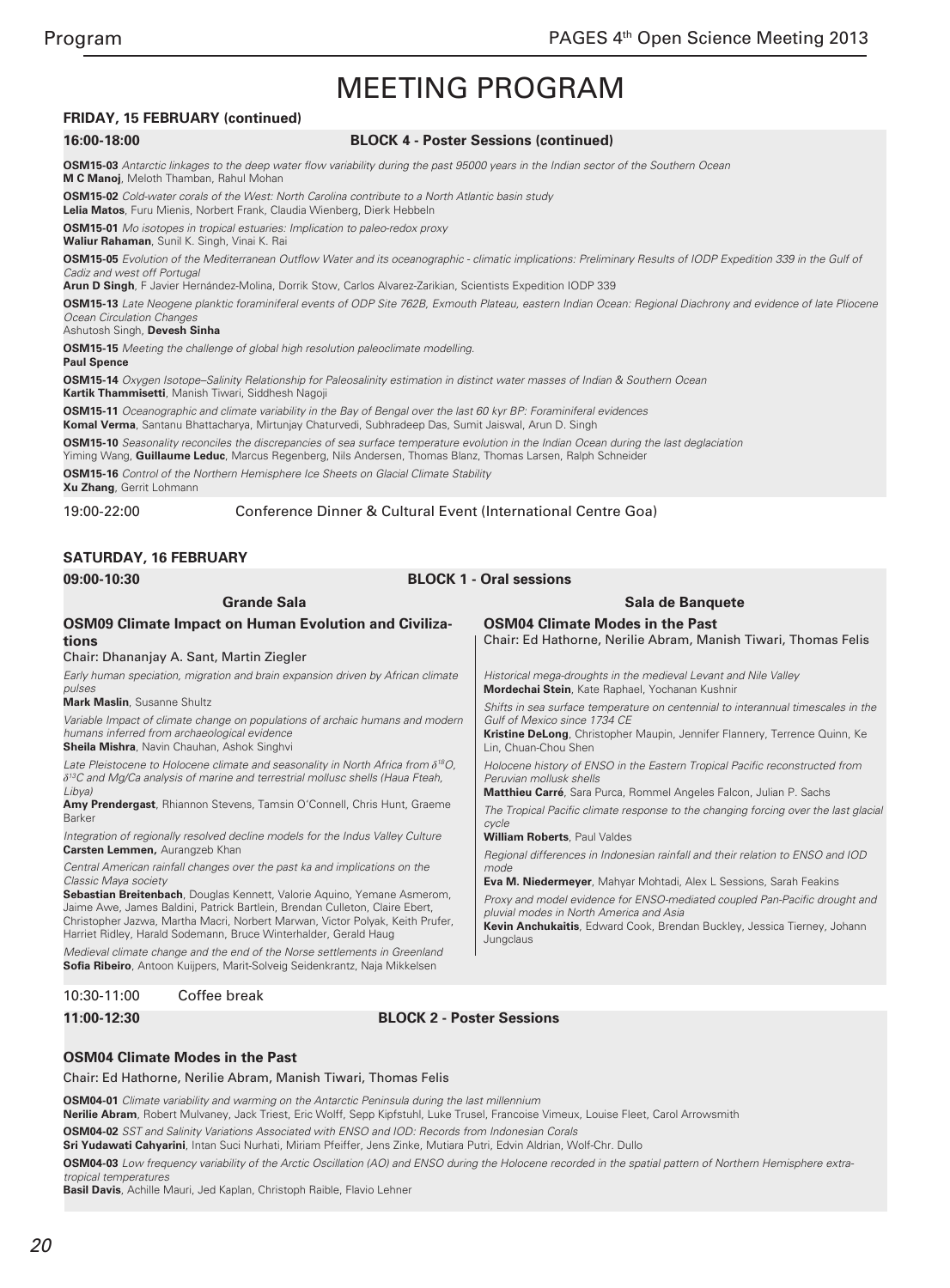# MEETING PROGRAM

### FRIDAY, 15 FEBRUARY (continued)

**16:00-18:00** **BLOCK 4 - Poster Sessions (continued)**

**OSM15-03** *Antarctic linkages to the deep water flow variability during the past 95000 years in the Indian sector of the Southern Ocean*
**M C Manoj**, Meloth Thamban, Rahul Mohan

**OSM15-02** *Cold-water corals of the West: North Carolina contribute to a North Atlantic basin study*
**Lelia Matos**, Furu Mienis, Norbert Frank, Claudia Wienberg, Dierk Hebbeln

**OSM15-01** *Mo isotopes in tropical estuaries: Implication to paleo-redox proxy*
**Waliur Rahaman**, Sunil K. Singh, Vinai K. Rai

**OSM15-05** *Evolution of the Mediterranean Outflow Water and its oceanographic - climatic implications: Preliminary Results of IODP Expedition 339 in the Gulf of Cadiz and west off Portugal*
**Arun D Singh**, F Javier Hernández-Molina, Dorrik Stow, Carlos Alvarez-Zarikian, Scientists Expedition IODP 339

**OSM15-13** *Late Neogene planktic foraminiferal events of ODP Site 762B, Exmouth Plateau, eastern Indian Ocean: Regional Diachrony and evidence of late Pliocene Ocean Circulation Changes*
Ashutosh Singh, **Devesh Sinha**

**OSM15-15** *Meeting the challenge of global high resolution paleoclimate modelling.*
**Paul Spence**

**OSM15-14** *Oxygen Isotope–Salinity Relationship for Paleosalinity estimation in distinct water masses of Indian & Southern Ocean*
**Kartik Thammisetti**, Manish Tiwari, Siddhesh Nagoji

**OSM15-11** *Oceanographic and climate variability in the Bay of Bengal over the last 60 kyr BP: Foraminiferal evidences*
**Komal Verma**, Santanu Bhattacharya, Mirtunjay Chaturvedi, Subhradeep Das, Sumit Jaiswal, Arun D. Singh

**OSM15-10** *Seasonality reconciles the discrepancies of sea surface temperature evolution in the Indian Ocean during the last deglaciation*
Yiming Wang, **Guillaume Leduc**, Marcus Regenberg, Nils Andersen, Thomas Blanz, Thomas Larsen, Ralph Schneider

**OSM15-16** *Control of the Northern Hemisphere Ice Sheets on Glacial Climate Stability*
**Xu Zhang**, Gerrit Lohmann

19:00-22:00 Conference Dinner & Cultural Event (International Centre Goa)

### SATURDAY, 16 FEBRUARY

**09:00-10:30** **BLOCK 1 - Oral sessions**

#### Grande Sala

**OSM09 Climate Impact on Human Evolution and Civilizations**
Chair: Dhananjay A. Sant, Martin Ziegler

*Early human speciation, migration and brain expansion driven by African climate pulses*
**Mark Maslin**, Susanne Shultz

*Variable Impact of climate change on populations of archaic humans and modern humans inferred from archaeological evidence*
**Sheila Mishra**, Navin Chauhan, Ashok Singhvi

*Late Pleistocene to Holocene climate and seasonality in North Africa from $\delta^{18}O$, $\delta^{13}C$ and Mg/Ca analysis of marine and terrestrial mollusc shells (Haua Fteah, Libya)*
**Amy Prendergast**, Rhiannon Stevens, Tamsin O'Connell, Chris Hunt, Graeme Barker

*Integration of regionally resolved decline models for the Indus Valley Culture*
**Carsten Lemmen,** Aurangzeb Khan

*Central American rainfall changes over the past ka and implications on the Classic Maya society*
**Sebastian Breitenbach**, Douglas Kennett, Valorie Aquino, Yemane Asmerom, Jaime Awe, James Baldini, Patrick Bartlein, Brendan Culleton, Claire Ebert, Christopher Jazwa, Martha Macri, Norbert Marwan, Victor Polyak, Keith Prufer, Harriet Ridley, Harald Sodemann, Bruce Winterhalder, Gerald Haug

*Medieval climate change and the end of the Norse settlements in Greenland*
**Sofia Ribeiro**, Antoon Kuijpers, Marit-Solveig Seidenkrantz, Naja Mikkelsen

#### Sala de Banquete

**OSM04 Climate Modes in the Past**
Chair: Ed Hathorne, Nerilie Abram, Manish Tiwari, Thomas Felis

*Historical mega-droughts in the medieval Levant and Nile Valley*
**Mordechai Stein**, Kate Raphael, Yochanan Kushnir

*Shifts in sea surface temperature on centennial to interannual timescales in the Gulf of Mexico since 1734 CE*
**Kristine DeLong**, Christopher Maupin, Jennifer Flannery, Terrence Quinn, Ke Lin, Chuan-Chou Shen

*Holocene history of ENSO in the Eastern Tropical Pacific reconstructed from Peruvian mollusk shells*
**Matthieu Carré**, Sara Purca, Rommel Angeles Falcon, Julian P. Sachs

*The Tropical Pacific climate response to the changing forcing over the last glacial cycle*
**William Roberts**, Paul Valdes

*Regional differences in Indonesian rainfall and their relation to ENSO and IOD mode*
**Eva M. Niedermeyer**, Mahyar Mohtadi, Alex L Sessions, Sarah Feakins

*Proxy and model evidence for ENSO-mediated coupled Pan-Pacific drought and pluvial modes in North America and Asia*
**Kevin Anchukaitis**, Edward Cook, Brendan Buckley, Jessica Tierney, Johann Jungclaus

10:30-11:00 Coffee break

**11:00-12:30** **BLOCK 2 - Poster Sessions**

**OSM04 Climate Modes in the Past**
Chair: Ed Hathorne, Nerilie Abram, Manish Tiwari, Thomas Felis

**OSM04-01** *Climate variability and warming on the Antarctic Peninsula during the last millennium*
**Nerilie Abram**, Robert Mulvaney, Jack Triest, Eric Wolff, Sepp Kipfstuhl, Luke Trusel, Francoise Vimeux, Louise Fleet, Carol Arrowsmith

**OSM04-02** *SST and Salinity Variations Associated with ENSO and IOD: Records from Indonesian Corals*
**Sri Yudawati Cahyarini**, Intan Suci Nurhati, Miriam Pfeiffer, Jens Zinke, Mutiara Putri, Edvin Aldrian, Wolf-Chr. Dullo

**OSM04-03** *Low frequency variability of the Arctic Oscillation (AO) and ENSO during the Holocene recorded in the spatial pattern of Northern Hemisphere extra-tropical temperatures*
**Basil Davis**, Achille Mauri, Jed Kaplan, Christoph Raible, Flavio Lehner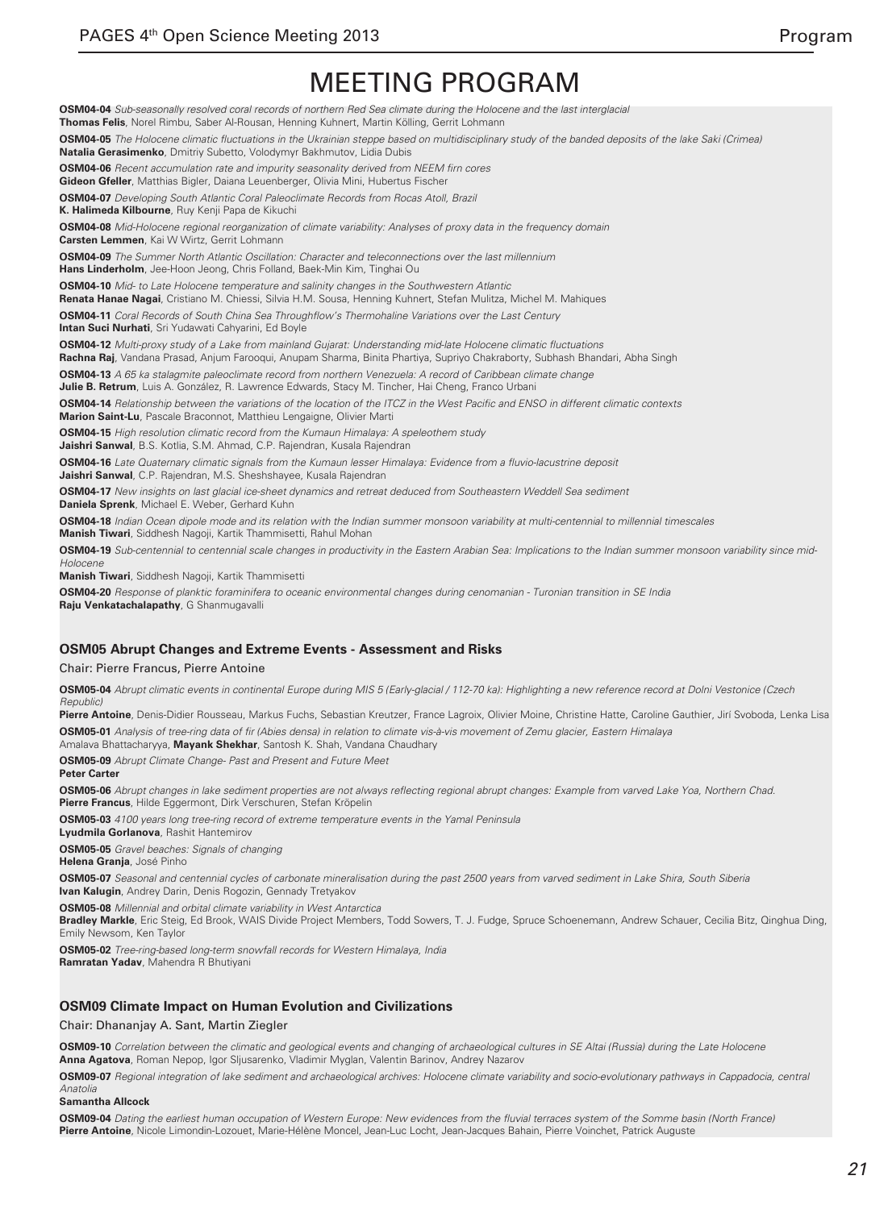# MEETING PROGRAM

**OSM04-04** *Sub-seasonally resolved coral records of northern Red Sea climate during the Holocene and the last interglacial*
**Thomas Felis**, Norel Rimbu, Saber Al-Rousan, Henning Kuhnert, Martin Kölling, Gerrit Lohmann

**OSM04-05** *The Holocene climatic fluctuations in the Ukrainian steppe based on multidisciplinary study of the banded deposits of the lake Saki (Crimea)*
**Natalia Gerasimenko**, Dmitriy Subetto, Volodymyr Bakhmutov, Lidia Dubis

**OSM04-06** *Recent accumulation rate and impurity seasonality derived from NEEM firn cores*
**Gideon Gfeller**, Matthias Bigler, Daiana Leuenberger, Olivia Mini, Hubertus Fischer

**OSM04-07** *Developing South Atlantic Coral Paleoclimate Records from Rocas Atoll, Brazil*
**K. Halimeda Kilbourne**, Ruy Kenji Papa de Kikuchi

**OSM04-08** *Mid-Holocene regional reorganization of climate variability: Analyses of proxy data in the frequency domain*
**Carsten Lemmen**, Kai W Wirtz, Gerrit Lohmann

**OSM04-09** *The Summer North Atlantic Oscillation: Character and teleconnections over the last millennium*
**Hans Linderholm**, Jee-Hoon Jeong, Chris Folland, Baek-Min Kim, Tinghai Ou

**OSM04-10** *Mid- to Late Holocene temperature and salinity changes in the Southwestern Atlantic*
**Renata Hanae Nagai**, Cristiano M. Chiessi, Silvia H.M. Sousa, Henning Kuhnert, Stefan Mulitza, Michel M. Mahiques

**OSM04-11** *Coral Records of South China Sea Throughflow's Thermohaline Variations over the Last Century*
**Intan Suci Nurhati**, Sri Yudawati Cahyarini, Ed Boyle

**OSM04-12** *Multi-proxy study of a Lake from mainland Gujarat: Understanding mid-late Holocene climatic fluctuations*
**Rachna Raj**, Vandana Prasad, Anjum Farooqui, Anupam Sharma, Binita Phartiya, Supriyo Chakraborty, Subhash Bhandari, Abha Singh

**OSM04-13** *A 65 ka stalagmite paleoclimate record from northern Venezuela: A record of Caribbean climate change*
**Julie B. Retrum**, Luis A. González, R. Lawrence Edwards, Stacy M. Tincher, Hai Cheng, Franco Urbani

**OSM04-14** *Relationship between the variations of the location of the ITCZ in the West Pacific and ENSO in different climatic contexts*
**Marion Saint-Lu**, Pascale Braconnot, Matthieu Lengaigne, Olivier Marti

**OSM04-15** *High resolution climatic record from the Kumaun Himalaya: A speleothem study*
**Jaishri Sanwal**, B.S. Kotlia, S.M. Ahmad, C.P. Rajendran, Kusala Rajendran

**OSM04-16** *Late Quaternary climatic signals from the Kumaun lesser Himalaya: Evidence from a fluvio-lacustrine deposit*
**Jaishri Sanwal**, C.P. Rajendran, M.S. Sheshshayee, Kusala Rajendran

**OSM04-17** *New insights on last glacial ice-sheet dynamics and retreat deduced from Southeastern Weddell Sea sediment*
**Daniela Sprenk**, Michael E. Weber, Gerhard Kuhn

**OSM04-18** *Indian Ocean dipole mode and its relation with the Indian summer monsoon variability at multi-centennial to millennial timescales*
**Manish Tiwari**, Siddhesh Nagoji, Kartik Thammisetti, Rahul Mohan

**OSM04-19** *Sub-centennial to centennial scale changes in productivity in the Eastern Arabian Sea: Implications to the Indian summer monsoon variability since mid-Holocene*
**Manish Tiwari**, Siddhesh Nagoji, Kartik Thammisetti

**OSM04-20** *Response of planktic foraminifera to oceanic environmental changes during cenomanian - Turonian transition in SE India*
**Raju Venkatachalapathy**, G Shanmugavalli

## OSM05 Abrupt Changes and Extreme Events - Assessment and Risks

Chair: Pierre Francus, Pierre Antoine

**OSM05-04** *Abrupt climatic events in continental Europe during MIS 5 (Early-glacial / 112-70 ka): Highlighting a new reference record at Dolni Vestonice (Czech Republic)*
**Pierre Antoine**, Denis-Didier Rousseau, Markus Fuchs, Sebastian Kreutzer, France Lagroix, Olivier Moine, Christine Hatte, Caroline Gauthier, Jirí Svoboda, Lenka Lisa

**OSM05-01** *Analysis of tree-ring data of fir (Abies densa) in relation to climate vis-à-vis movement of Zemu glacier, Eastern Himalaya*
Amalava Bhattacharyya, **Mayank Shekhar**, Santosh K. Shah, Vandana Chaudhary

**OSM05-09** *Abrupt Climate Change- Past and Present and Future Meet*
**Peter Carter**

**OSM05-06** *Abrupt changes in lake sediment properties are not always reflecting regional abrupt changes: Example from varved Lake Yoa, Northern Chad.*
**Pierre Francus**, Hilde Eggermont, Dirk Verschuren, Stefan Kröpelin

**OSM05-03** *4100 years long tree-ring record of extreme temperature events in the Yamal Peninsula*
**Lyudmila Gorlanova**, Rashit Hantemirov

**OSM05-05** *Gravel beaches: Signals of changing*
**Helena Granja**, José Pinho

**OSM05-07** *Seasonal and centennial cycles of carbonate mineralisation during the past 2500 years from varved sediment in Lake Shira, South Siberia*
**Ivan Kalugin**, Andrey Darin, Denis Rogozin, Gennady Tretyakov

**OSM05-08** *Millennial and orbital climate variability in West Antarctica*
**Bradley Markle**, Eric Steig, Ed Brook, WAIS Divide Project Members, Todd Sowers, T. J. Fudge, Spruce Schoenemann, Andrew Schauer, Cecilia Bitz, Qinghua Ding, Emily Newsom, Ken Taylor

**OSM05-02** *Tree-ring-based long-term snowfall records for Western Himalaya, India*
**Ramratan Yadav**, Mahendra R Bhutiyani

## OSM09 Climate Impact on Human Evolution and Civilizations

Chair: Dhananjay A. Sant, Martin Ziegler

**OSM09-10** *Correlation between the climatic and geological events and changing of archaeological cultures in SE Altai (Russia) during the Late Holocene*
**Anna Agatova**, Roman Nepop, Igor Sljusarenko, Vladimir Myglan, Valentin Barinov, Andrey Nazarov

**OSM09-07** *Regional integration of lake sediment and archaeological archives: Holocene climate variability and socio-evolutionary pathways in Cappadocia, central Anatolia*
**Samantha Allcock**

**OSM09-04** *Dating the earliest human occupation of Western Europe: New evidences from the fluvial terraces system of the Somme basin (North France)*
**Pierre Antoine**, Nicole Limondin-Lozouet, Marie-Hélène Moncel, Jean-Luc Locht, Jean-Jacques Bahain, Pierre Voinchet, Patrick Auguste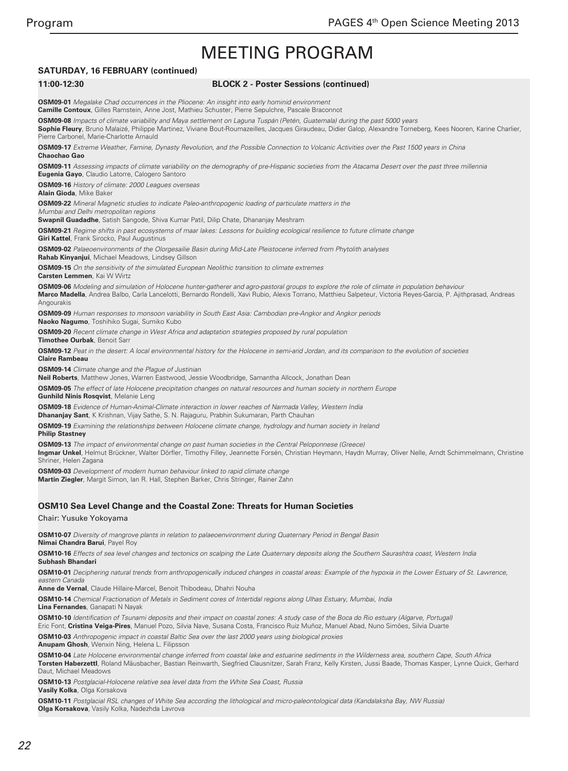# MEETING PROGRAM

**SATURDAY, 16 FEBRUARY (continued)**

**11:00-12:30** **BLOCK 2 - Poster Sessions (continued)**

**OSM09-01** *Megalake Chad occurrences in the Pliocene: An insight into early hominid environment*
**Camille Contoux**, Gilles Ramstein, Anne Jost, Mathieu Schuster, Pierre Sepulchre, Pascale Braconnot

**OSM09-08** *Impacts of climate variability and Maya settlement on Laguna Tuspán (Petén, Guatemala) during the past 5000 years*
**Sophie Fleury**, Bruno Malaizé, Philippe Martinez, Viviane Bout-Roumazeilles, Jacques Giraudeau, Didier Galop, Alexandre Torneberg, Kees Nooren, Karine Charlier, Pierre Carbonel, Marie-Charlotte Arnauld

**OSM09-17** *Extreme Weather, Famine, Dynasty Revolution, and the Possible Connection to Volcanic Activities over the Past 1500 years in China*
**Chaochao Gao**

**OSM09-11** *Assessing impacts of climate variability on the demography of pre-Hispanic societies from the Atacama Desert over the past three millennia*
**Eugenia Gayo**, Claudio Latorre, Calogero Santoro

**OSM09-16** *History of climate: 2000 Leagues overseas*
**Alain Gioda**, Mike Baker

**OSM09-22** *Mineral Magnetic studies to indicate Paleo-anthropogenic loading of particulate matters in the Mumbai and Delhi metropolitan regions*
**Swapnil Guadadhe**, Satish Sangode, Shiva Kumar Patil, Dilip Chate, Dhananjay Meshram

**OSM09-21** *Regime shifts in past ecosystems of maar lakes: Lessons for building ecological resilience to future climate change*
**Giri Kattel**, Frank Sirocko, Paul Augustinus

**OSM09-02** *Palaeoenvironments of the Olorgesailie Basin during Mid-Late Pleistocene inferred from Phytolith analyses*
**Rahab Kinyanjui**, Michael Meadows, Lindsey Gillson

**OSM09-15** *On the sensitivity of the simulated European Neolithic transition to climate extremes*
**Carsten Lemmen**, Kai W Wirtz

**OSM09-06** *Modeling and simulation of Holocene hunter-gatherer and agro-pastoral groups to explore the role of climate in population behaviour*
**Marco Madella**, Andrea Balbo, Carla Lancelotti, Bernardo Rondelli, Xavi Rubio, Alexis Torrano, Matthieu Salpeteur, Victoria Reyes-Garcia, P. Ajithprasad, Andreas Angourakis

**OSM09-09** *Human responses to monsoon variability in South East Asia: Cambodian pre-Angkor and Angkor periods*
**Naoko Nagumo**, Toshihiko Sugai, Sumiko Kubo

**OSM09-20** *Recent climate change in West Africa and adaptation strategies proposed by rural population*
**Timothee Ourbak**, Benoit Sarr

**OSM09-12** *Peat in the desert: A local environmental history for the Holocene in semi-arid Jordan, and its comparison to the evolution of societies*
**Claire Rambeau**

**OSM09-14** *Climate change and the Plague of Justinian*
**Neil Roberts**, Matthew Jones, Warren Eastwood, Jessie Woodbridge, Samantha Allcock, Jonathan Dean

**OSM09-05** *The effect of late Holocene precipitation changes on natural resources and human society in northern Europe*
**Gunhild Ninis Rosqvist**, Melanie Leng

**OSM09-18** *Evidence of Human-Animal-Climate interaction in lower reaches of Narmada Valley, Western India*
**Dhananjay Sant**, K Krishnan, Vijay Sathe, S. N. Rajaguru, Prabhin Sukumaran, Parth Chauhan

**OSM09-19** *Examining the relationships between Holocene climate change, hydrology and human society in Ireland*
**Philip Stastney**

**OSM09-13** *The impact of environmental change on past human societies in the Central Peloponnese (Greece)*
**Ingmar Unkel**, Helmut Brückner, Walter Dörfler, Timothy Filley, Jeannette Forsén, Christian Heymann, Haydn Murray, Oliver Nelle, Arndt Schimmelmann, Christine Shriner, Helen Zagana

**OSM09-03** *Development of modern human behaviour linked to rapid climate change*
**Martin Ziegler**, Margit Simon, Ian R. Hall, Stephen Barker, Chris Stringer, Rainer Zahn

## OSM10 Sea Level Change and the Coastal Zone: Threats for Human Societies

Chair: Yusuke Yokoyama

**OSM10-07** *Diversity of mangrove plants in relation to palaeoenvironment during Quaternary Period in Bengal Basin*
**Nimai Chandra Barui**, Payel Roy

**OSM10-16** *Effects of sea level changes and tectonics on scalping the Late Quaternary deposits along the Southern Saurashtra coast, Western India*
**Subhash Bhandari**

**OSM10-01** *Deciphering natural trends from anthropogenically induced changes in coastal areas: Example of the hypoxia in the Lower Estuary of St. Lawrence, eastern Canada*
**Anne de Vernal**, Claude Hillaire-Marcel, Benoit Thibodeau, Dhahri Nouha

**OSM10-14** *Chemical Fractionation of Metals in Sediment cores of Intertidal regions along Ulhas Estuary, Mumbai, India*
**Lina Fernandes**, Ganapati N Nayak

**OSM10-10** *Identification of Tsunami deposits and their impact on coastal zones: A study case of the Boca do Rio estuary (Algarve, Portugal)*
Eric Font, **Cristina Veiga-Pires**, Manuel Pozo, Silvia Nave, Susana Costa, Francisco Ruiz Muñoz, Manuel Abad, Nuno Simões, Silvia Duarte

**OSM10-03** *Anthropogenic impact in coastal Baltic Sea over the last 2000 years using biological proxies*
**Anupam Ghosh**, Wenxin Ning, Helena L. Filipsson

**OSM10-04** *Late Holocene environmental change inferred from coastal lake and estuarine sediments in the Wilderness area, southern Cape, South Africa*
**Torsten Haberzettl**, Roland Mäusbacher, Bastian Reinwarth, Siegfried Clausnitzer, Sarah Franz, Kelly Kirsten, Jussi Baade, Thomas Kasper, Lynne Quick, Gerhard Daut, Michael Meadows

**OSM10-13** *Postglacial-Holocene relative sea level data from the White Sea Coast, Russia*
**Vasily Kolka**, Olga Korsakova

**OSM10-11** *Postglacial RSL changes of White Sea according the lithological and micro-paleontological data (Kandalaksha Bay, NW Russia)*
**Olga Korsakova**, Vasily Kolka, Nadezhda Lavrova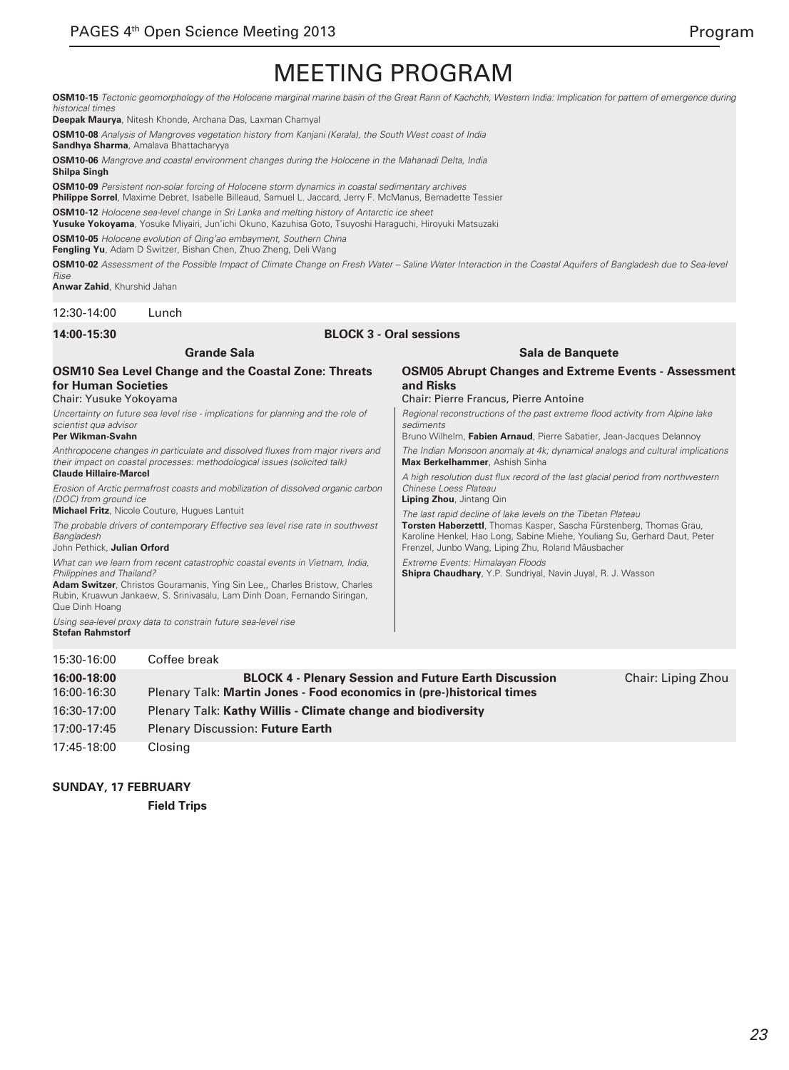# MEETING PROGRAM

**OSM10-15** *Tectonic geomorphology of the Holocene marginal marine basin of the Great Rann of Kachchh, Western India: Implication for pattern of emergence during historical times*
**Deepak Maurya**, Nitesh Khonde, Archana Das, Laxman Chamyal

**OSM10-08** *Analysis of Mangroves vegetation history from Kanjani (Kerala), the South West coast of India*
**Sandhya Sharma**, Amalava Bhattacharyya

**OSM10-06** *Mangrove and coastal environment changes during the Holocene in the Mahanadi Delta, India*
**Shilpa Singh**

**OSM10-09** *Persistent non-solar forcing of Holocene storm dynamics in coastal sedimentary archives*
**Philippe Sorrel**, Maxime Debret, Isabelle Billeaud, Samuel L. Jaccard, Jerry F. McManus, Bernadette Tessier

**OSM10-12** *Holocene sea-level change in Sri Lanka and melting history of Antarctic ice sheet*
**Yusuke Yokoyama**, Yosuke Miyairi, Jun'ichi Okuno, Kazuhisa Goto, Tsuyoshi Haraguchi, Hiroyuki Matsuzaki

**OSM10-05** *Holocene evolution of Qing'ao embayment, Southern China*
**Fengling Yu**, Adam D Switzer, Bishan Chen, Zhuo Zheng, Deli Wang

**OSM10-02** *Assessment of the Possible Impact of Climate Change on Fresh Water – Saline Water Interaction in the Coastal Aquifers of Bangladesh due to Sea-level Rise*
**Anwar Zahid**, Khurshid Jahan

12:30-14:00 Lunch

**14:00-15:30 BLOCK 3 - Oral sessions**

### Grande Sala

**OSM10 Sea Level Change and the Coastal Zone: Threats for Human Societies**
Chair: Yusuke Yokoyama

*Uncertainty on future sea level rise - implications for planning and the role of scientist qua advisor*
**Per Wikman-Svahn**

*Anthropocene changes in particulate and dissolved fluxes from major rivers and their impact on coastal processes: methodological issues (solicited talk)*
**Claude Hillaire-Marcel**

*Erosion of Arctic permafrost coasts and mobilization of dissolved organic carbon (DOC) from ground ice*
**Michael Fritz**, Nicole Couture, Hugues Lantuit

*The probable drivers of contemporary Effective sea level rise rate in southwest Bangladesh*
John Pethick, **Julian Orford**

*What can we learn from recent catastrophic coastal events in Vietnam, India, Philippines and Thailand?*
**Adam Switzer**, Christos Gouramanis, Ying Sin Lee,, Charles Bristow, Charles Rubin, Kruawun Jankaew, S. Srinivasalu, Lam Dinh Doan, Fernando Siringan, Que Dinh Hoang

*Using sea-level proxy data to constrain future sea-level rise*
**Stefan Rahmstorf**

### Sala de Banquete

**OSM05 Abrupt Changes and Extreme Events - Assessment and Risks**
Chair: Pierre Francus, Pierre Antoine

*Regional reconstructions of the past extreme flood activity from Alpine lake sediments*
Bruno Wilhelm, **Fabien Arnaud**, Pierre Sabatier, Jean-Jacques Delannoy

*The Indian Monsoon anomaly at 4k; dynamical analogs and cultural implications*
**Max Berkelhammer**, Ashish Sinha

*A high resolution dust flux record of the last glacial period from northwestern Chinese Loess Plateau*
**Liping Zhou**, Jintang Qin

*The last rapid decline of lake levels on the Tibetan Plateau*
**Torsten Haberzettl**, Thomas Kasper, Sascha Fürstenberg, Thomas Grau, Karoline Henkel, Hao Long, Sabine Miehe, Youliang Su, Gerhard Daut, Peter Frenzel, Junbo Wang, Liping Zhu, Roland Mäusbacher

*Extreme Events: Himalayan Floods*
**Shipra Chaudhary**, Y.P. Sundriyal, Navin Juyal, R. J. Wasson

15:30-16:00 Coffee break

**16:00-18:00 BLOCK 4 - Plenary Session and Future Earth Discussion** Chair: Liping Zhou

16:00-16:30 Plenary Talk: **Martin Jones - Food economics in (pre-)historical times**

16:30-17:00 Plenary Talk: **Kathy Willis - Climate change and biodiversity**

17:00-17:45 Plenary Discussion: **Future Earth**

17:45-18:00 Closing

**SUNDAY, 17 FEBRUARY**

**Field Trips**